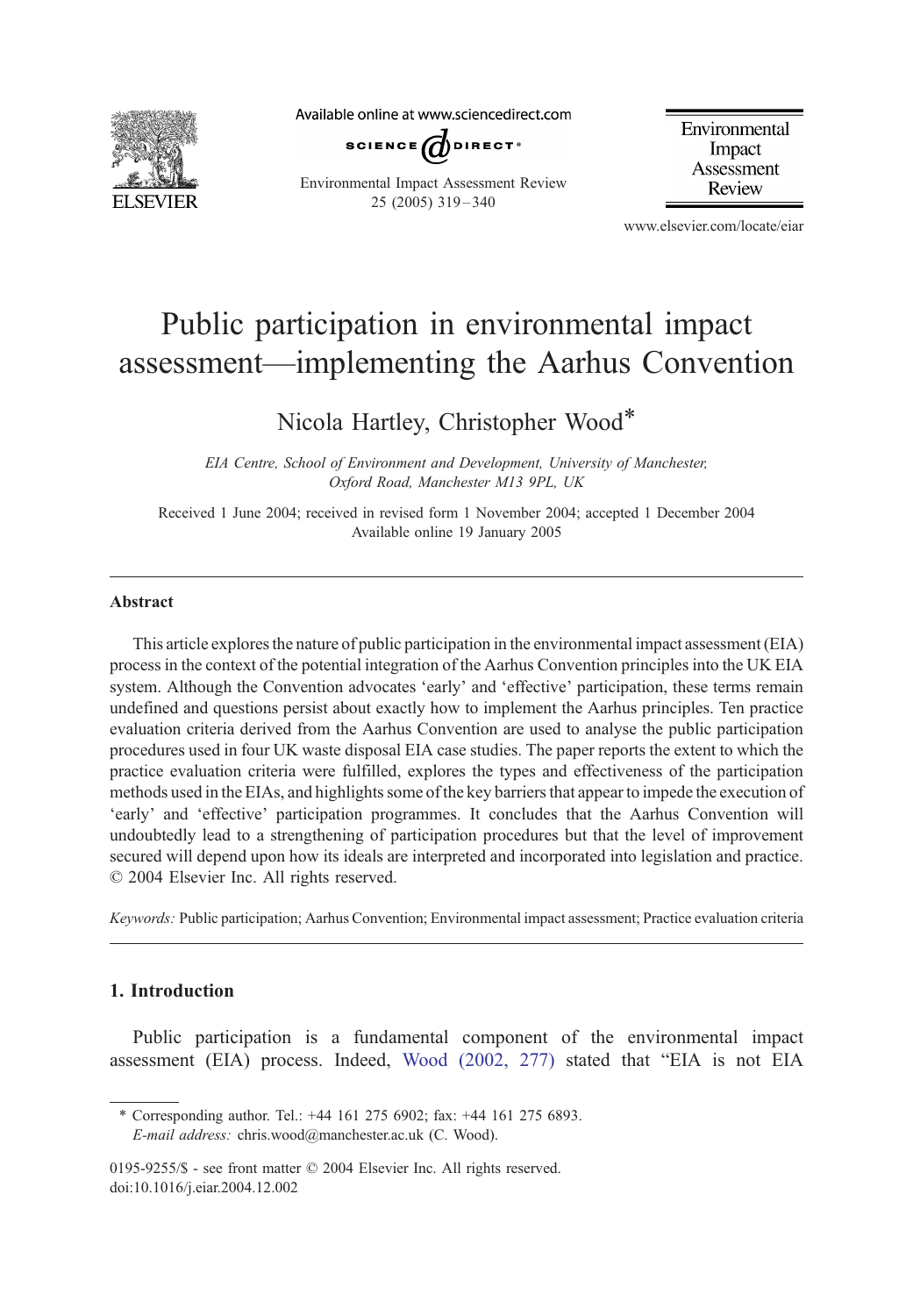# Public participation in environmental impact assessment—implementing the Aarhus Convention

Nicola Hartley, Christopher Wood*

*EIA Centre, School of Environment and Development, University of Manchester, Oxford Road, Manchester M13 9PL, UK*

Received 1 June 2004; received in revised form 1 November 2004; accepted 1 December 2004
Available online 19 January 2005

## Abstract

This article explores the nature of public participation in the environmental impact assessment (EIA) process in the context of the potential integration of the Aarhus Convention principles into the UK EIA system. Although the Convention advocates 'early' and 'effective' participation, these terms remain undefined and questions persist about exactly how to implement the Aarhus principles. Ten practice evaluation criteria derived from the Aarhus Convention are used to analyse the public participation procedures used in four UK waste disposal EIA case studies. The paper reports the extent to which the practice evaluation criteria were fulfilled, explores the types and effectiveness of the participation methods used in the EIAs, and highlights some of the key barriers that appear to impede the execution of 'early' and 'effective' participation programmes. It concludes that the Aarhus Convention will undoubtedly lead to a strengthening of participation procedures but that the level of improvement secured will depend upon how its ideals are interpreted and incorporated into legislation and practice.
© 2004 Elsevier Inc. All rights reserved.

*Keywords:* Public participation; Aarhus Convention; Environmental impact assessment; Practice evaluation criteria

## 1. Introduction

Public participation is a fundamental component of the environmental impact assessment (EIA) process. Indeed, Wood (2002, 277) stated that "EIA is not EIA

---

* Corresponding author. Tel.: +44 161 275 6902; fax: +44 161 275 6893.
*E-mail address:* chris.wood@manchester.ac.uk (C. Wood).

0195-9255/$ - see front matter © 2004 Elsevier Inc. All rights reserved.
doi:10.1016/j.eiar.2004.12.002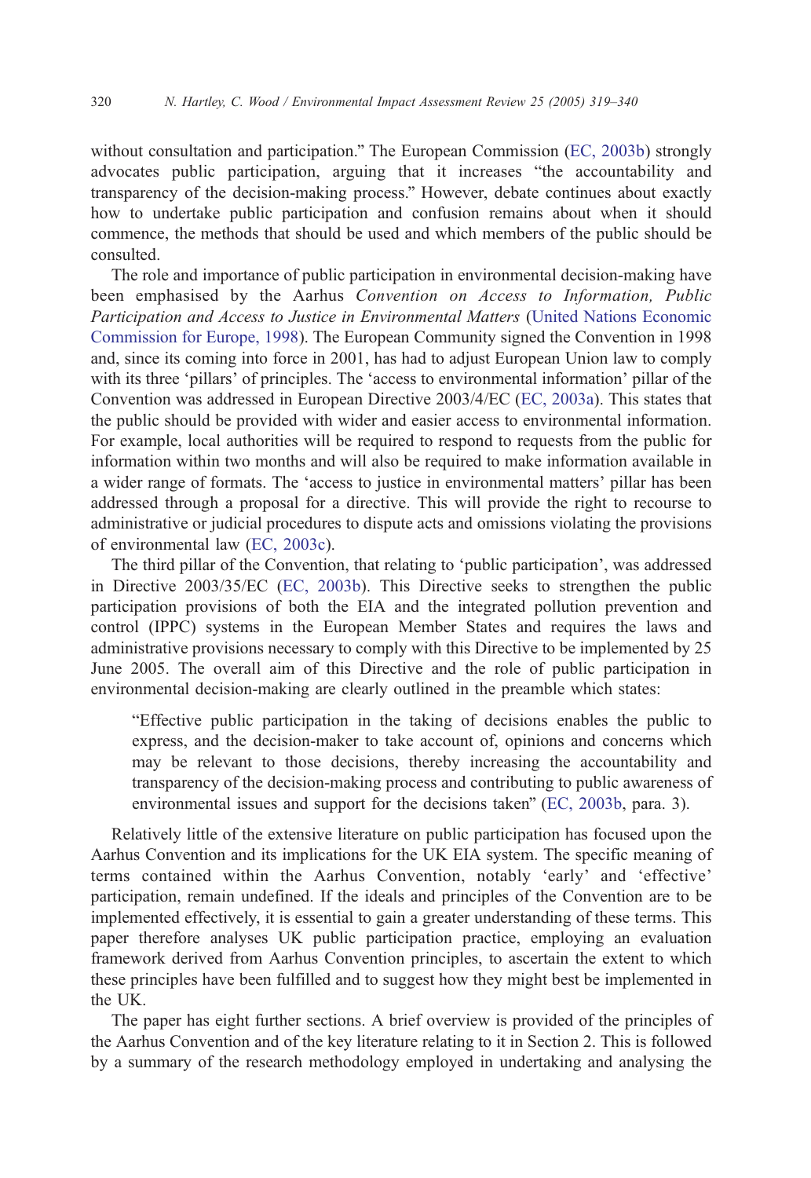without consultation and participation." The European Commission (EC, 2003b) strongly advocates public participation, arguing that it increases "the accountability and transparency of the decision-making process." However, debate continues about exactly how to undertake public participation and confusion remains about when it should commence, the methods that should be used and which members of the public should be consulted.

The role and importance of public participation in environmental decision-making have been emphasised by the Aarhus *Convention on Access to Information, Public Participation and Access to Justice in Environmental Matters* (United Nations Economic Commission for Europe, 1998). The European Community signed the Convention in 1998 and, since its coming into force in 2001, has had to adjust European Union law to comply with its three 'pillars' of principles. The 'access to environmental information' pillar of the Convention was addressed in European Directive 2003/4/EC (EC, 2003a). This states that the public should be provided with wider and easier access to environmental information. For example, local authorities will be required to respond to requests from the public for information within two months and will also be required to make information available in a wider range of formats. The 'access to justice in environmental matters' pillar has been addressed through a proposal for a directive. This will provide the right to recourse to administrative or judicial procedures to dispute acts and omissions violating the provisions of environmental law (EC, 2003c).

The third pillar of the Convention, that relating to 'public participation', was addressed in Directive 2003/35/EC (EC, 2003b). This Directive seeks to strengthen the public participation provisions of both the EIA and the integrated pollution prevention and control (IPPC) systems in the European Member States and requires the laws and administrative provisions necessary to comply with this Directive to be implemented by 25 June 2005. The overall aim of this Directive and the role of public participation in environmental decision-making are clearly outlined in the preamble which states:

> "Effective public participation in the taking of decisions enables the public to express, and the decision-maker to take account of, opinions and concerns which may be relevant to those decisions, thereby increasing the accountability and transparency of the decision-making process and contributing to public awareness of environmental issues and support for the decisions taken" (EC, 2003b, para. 3).

Relatively little of the extensive literature on public participation has focused upon the Aarhus Convention and its implications for the UK EIA system. The specific meaning of terms contained within the Aarhus Convention, notably 'early' and 'effective' participation, remain undefined. If the ideals and principles of the Convention are to be implemented effectively, it is essential to gain a greater understanding of these terms. This paper therefore analyses UK public participation practice, employing an evaluation framework derived from Aarhus Convention principles, to ascertain the extent to which these principles have been fulfilled and to suggest how they might best be implemented in the UK.

The paper has eight further sections. A brief overview is provided of the principles of the Aarhus Convention and of the key literature relating to it in Section 2. This is followed by a summary of the research methodology employed in undertaking and analysing the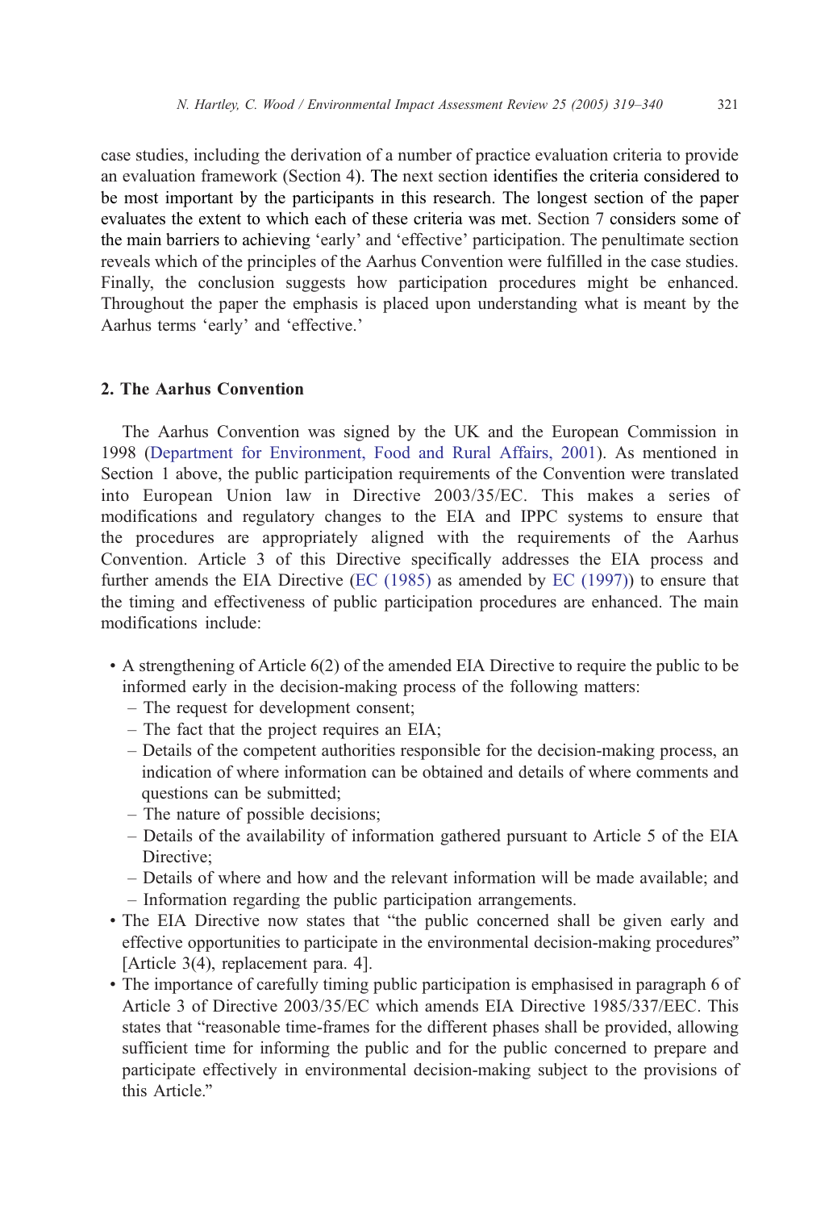case studies, including the derivation of a number of practice evaluation criteria to provide an evaluation framework (Section 4). The next section identifies the criteria considered to be most important by the participants in this research. The longest section of the paper evaluates the extent to which each of these criteria was met. Section 7 considers some of the main barriers to achieving 'early' and 'effective' participation. The penultimate section reveals which of the principles of the Aarhus Convention were fulfilled in the case studies. Finally, the conclusion suggests how participation procedures might be enhanced. Throughout the paper the emphasis is placed upon understanding what is meant by the Aarhus terms 'early' and 'effective.'

## 2. The Aarhus Convention

The Aarhus Convention was signed by the UK and the European Commission in 1998 (Department for Environment, Food and Rural Affairs, 2001). As mentioned in Section 1 above, the public participation requirements of the Convention were translated into European Union law in Directive 2003/35/EC. This makes a series of modifications and regulatory changes to the EIA and IPPC systems to ensure that the procedures are appropriately aligned with the requirements of the Aarhus Convention. Article 3 of this Directive specifically addresses the EIA process and further amends the EIA Directive (EC (1985) as amended by EC (1997)) to ensure that the timing and effectiveness of public participation procedures are enhanced. The main modifications include:

- A strengthening of Article 6(2) of the amended EIA Directive to require the public to be informed early in the decision-making process of the following matters:
  - The request for development consent;
  - The fact that the project requires an EIA;
  - Details of the competent authorities responsible for the decision-making process, an indication of where information can be obtained and details of where comments and questions can be submitted;
  - The nature of possible decisions;
  - Details of the availability of information gathered pursuant to Article 5 of the EIA Directive;
  - Details of where and how and the relevant information will be made available; and
  - Information regarding the public participation arrangements.
- The EIA Directive now states that "the public concerned shall be given early and effective opportunities to participate in the environmental decision-making procedures" [Article 3(4), replacement para. 4].
- The importance of carefully timing public participation is emphasised in paragraph 6 of Article 3 of Directive 2003/35/EC which amends EIA Directive 1985/337/EEC. This states that "reasonable time-frames for the different phases shall be provided, allowing sufficient time for informing the public and for the public concerned to prepare and participate effectively in environmental decision-making subject to the provisions of this Article."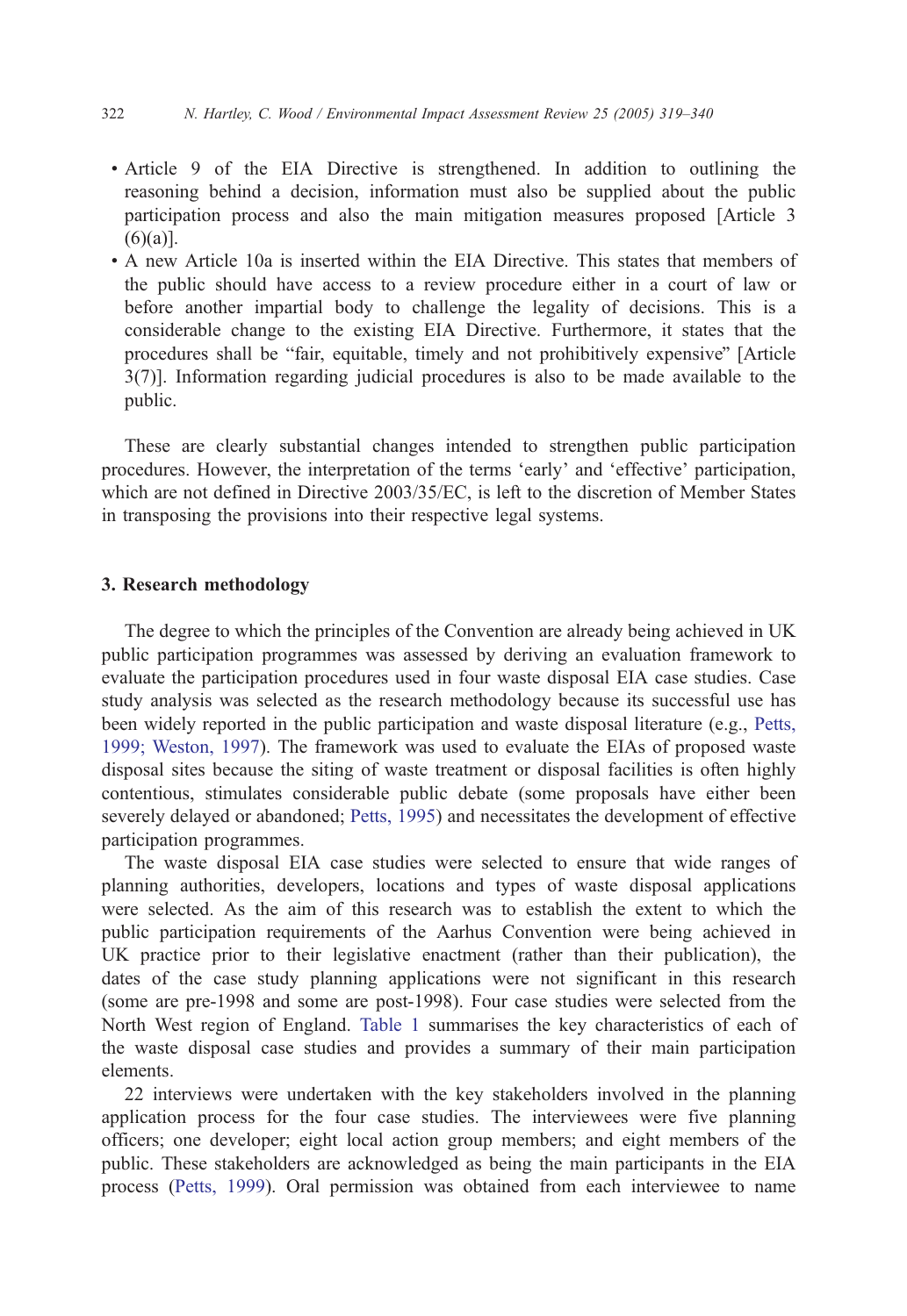- Article 9 of the EIA Directive is strengthened. In addition to outlining the reasoning behind a decision, information must also be supplied about the public participation process and also the main mitigation measures proposed [Article 3 (6)(a)].
- A new Article 10a is inserted within the EIA Directive. This states that members of the public should have access to a review procedure either in a court of law or before another impartial body to challenge the legality of decisions. This is a considerable change to the existing EIA Directive. Furthermore, it states that the procedures shall be "fair, equitable, timely and not prohibitively expensive" [Article 3(7)]. Information regarding judicial procedures is also to be made available to the public.

These are clearly substantial changes intended to strengthen public participation procedures. However, the interpretation of the terms 'early' and 'effective' participation, which are not defined in Directive 2003/35/EC, is left to the discretion of Member States in transposing the provisions into their respective legal systems.

## 3. Research methodology

The degree to which the principles of the Convention are already being achieved in UK public participation programmes was assessed by deriving an evaluation framework to evaluate the participation procedures used in four waste disposal EIA case studies. Case study analysis was selected as the research methodology because its successful use has been widely reported in the public participation and waste disposal literature (e.g., Petts, 1999; Weston, 1997). The framework was used to evaluate the EIAs of proposed waste disposal sites because the siting of waste treatment or disposal facilities is often highly contentious, stimulates considerable public debate (some proposals have either been severely delayed or abandoned; Petts, 1995) and necessitates the development of effective participation programmes.

The waste disposal EIA case studies were selected to ensure that wide ranges of planning authorities, developers, locations and types of waste disposal applications were selected. As the aim of this research was to establish the extent to which the public participation requirements of the Aarhus Convention were being achieved in UK practice prior to their legislative enactment (rather than their publication), the dates of the case study planning applications were not significant in this research (some are pre-1998 and some are post-1998). Four case studies were selected from the North West region of England. Table 1 summarises the key characteristics of each of the waste disposal case studies and provides a summary of their main participation elements.

22 interviews were undertaken with the key stakeholders involved in the planning application process for the four case studies. The interviewees were five planning officers; one developer; eight local action group members; and eight members of the public. These stakeholders are acknowledged as being the main participants in the EIA process (Petts, 1999). Oral permission was obtained from each interviewee to name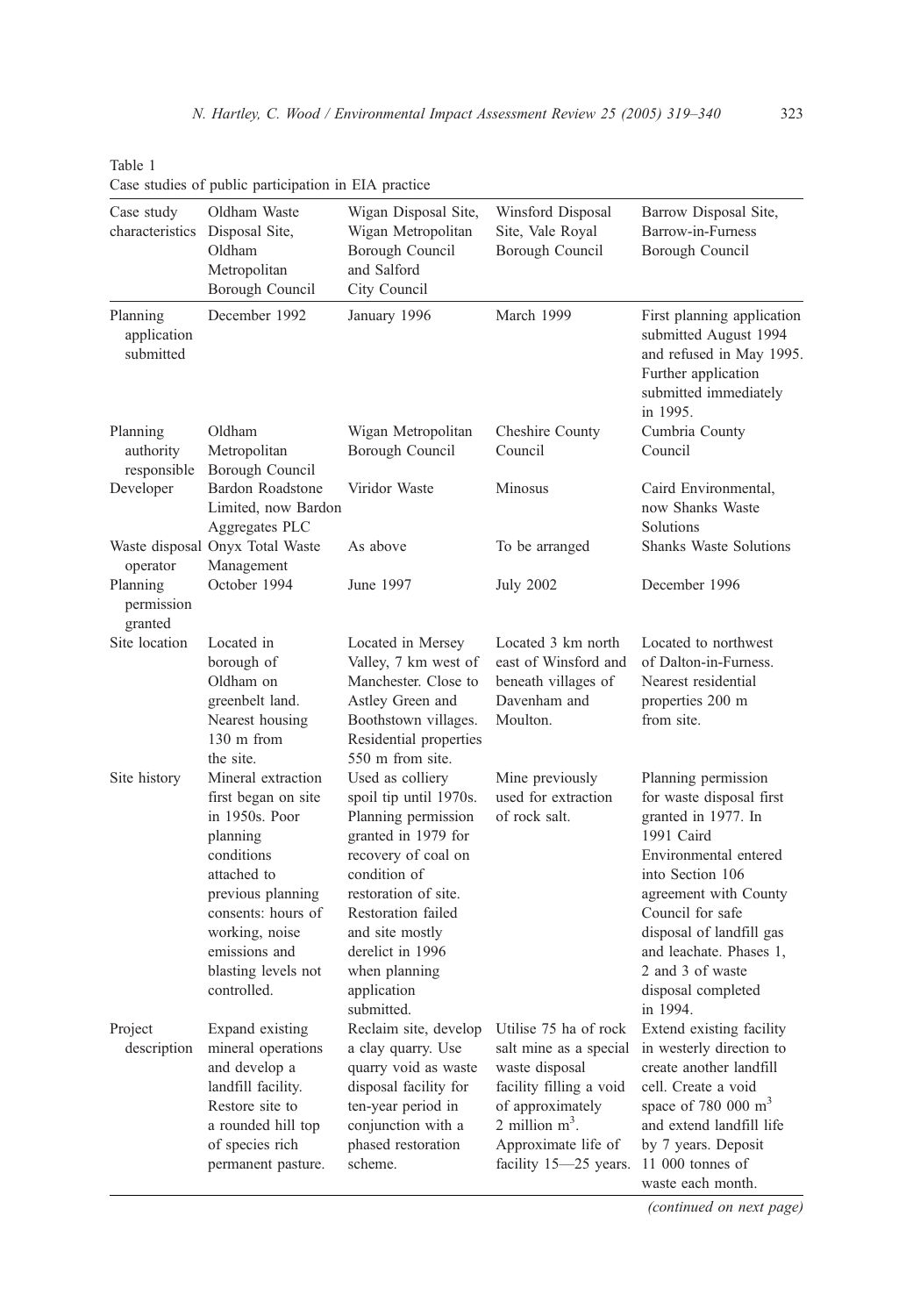Table 1
Case studies of public participation in EIA practice

| Case study characteristics | Oldham Waste Disposal Site, Oldham Metropolitan Borough Council | Wigan Disposal Site, Wigan Metropolitan Borough Council and Salford City Council | Winsford Disposal Site, Vale Royal Borough Council | Barrow Disposal Site, Barrow-in-Furness Borough Council |
|---|---|---|---|---|
| Planning application submitted | December 1992 | January 1996 | March 1999 | First planning application submitted August 1994 and refused in May 1995. Further application submitted immediately in 1995. |
| Planning authority responsible | Oldham Metropolitan Borough Council | Wigan Metropolitan Borough Council | Cheshire County Council | Cumbria County Council |
| Developer | Bardon Roadstone Limited, now Bardon Aggregates PLC | Viridor Waste | Minosus | Caird Environmental, now Shanks Waste Solutions |
| Waste disposal operator | Onyx Total Waste Management | As above | To be arranged | Shanks Waste Solutions |
| Planning permission granted | October 1994 | June 1997 | July 2002 | December 1996 |
| Site location | Located in borough of Oldham on greenbelt land. Nearest housing 130 m from the site. | Located in Mersey Valley, 7 km west of Manchester. Close to Astley Green and Boothstown villages. Residential properties 550 m from site. | Located 3 km north east of Winsford and beneath villages of Davenham and Moulton. | Located to northwest of Dalton-in-Furness. Nearest residential properties 200 m from site. |
| Site history | Mineral extraction first began on site in 1950s. Poor planning conditions attached to previous planning consents: hours of working, noise emissions and blasting levels not controlled. | Used as colliery spoil tip until 1970s. Planning permission granted in 1979 for recovery of coal on condition of restoration of site. Restoration failed and site mostly derelict in 1996 when planning application submitted. | Mine previously used for extraction of rock salt. | Planning permission for waste disposal first granted in 1977. In 1991 Caird Environmental entered into Section 106 agreement with County Council for safe disposal of landfill gas and leachate. Phases 1, 2 and 3 of waste disposal completed in 1994. |
| Project description | Expand existing mineral operations and develop a landfill facility. Restore site to a rounded hill top of species rich permanent pasture. | Reclaim site, develop a clay quarry. Use quarry void as waste disposal facility for ten-year period in conjunction with a phased restoration scheme. | Utilise 75 ha of rock salt mine as a special waste disposal facility filling a void of approximately 2 million $m^3$. Approximate life of facility 15—25 years. | Extend existing facility in westerly direction to create another landfill cell. Create a void space of 780 000 $m^3$ and extend landfill life by 7 years. Deposit 11 000 tonnes of waste each month. |

*(continued on next page)*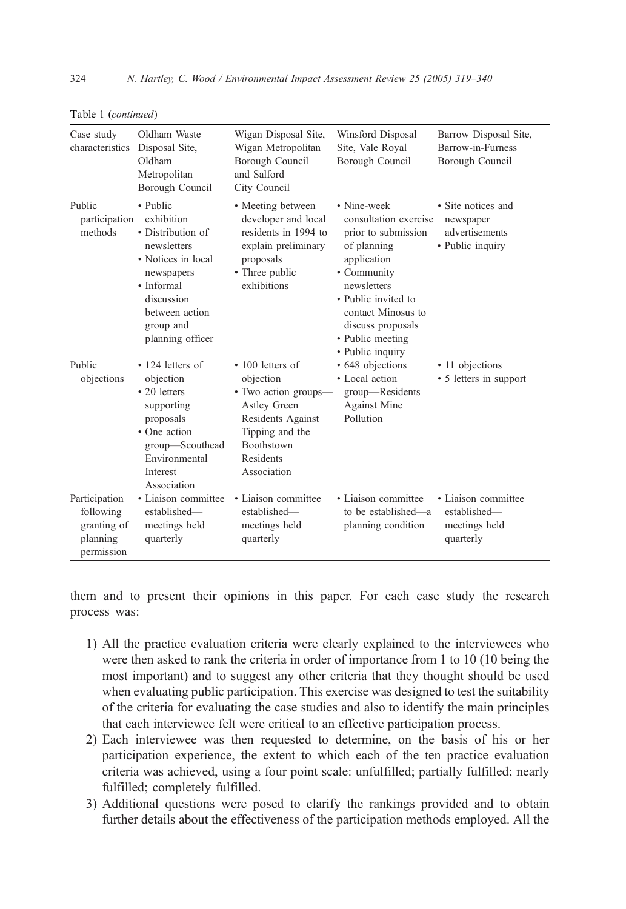Table 1 (*continued*)

| Case study characteristics | Oldham Waste Disposal Site, Oldham Metropolitan Borough Council | Wigan Disposal Site, Wigan Metropolitan Borough Council and Salford City Council | Winsford Disposal Site, Vale Royal Borough Council | Barrow Disposal Site, Barrow-in-Furness Borough Council |
|---|---|---|---|---|
| Public participation methods | • Public exhibition<br>• Distribution of newsletters<br>• Notices in local newspapers<br>• Informal discussion between action group and planning officer | • Meeting between developer and local residents in 1994 to explain preliminary proposals<br>• Three public exhibitions | • Nine-week consultation exercise prior to submission of planning application<br>• Community newsletters<br>• Public invited to contact Minosus to discuss proposals<br>• Public meeting<br>• Public inquiry | • Site notices and newspaper advertisements<br>• Public inquiry |
| Public objections | • 124 letters of objection<br>• 20 letters supporting proposals<br>• One action group—Scouthead Environmental Interest Association | • 100 letters of objection<br>• Two action groups—Astley Green Residents Against Tipping and the Boothstown Residents Association | • 648 objections<br>• Local action group—Residents Against Mine Pollution | • 11 objections<br>• 5 letters in support |
| Participation following granting of planning permission | • Liaison committee established—meetings held quarterly | • Liaison committee established—meetings held quarterly | • Liaison committee to be established—a planning condition | • Liaison committee established—meetings held quarterly |

them and to present their opinions in this paper. For each case study the research process was:

1) All the practice evaluation criteria were clearly explained to the interviewees who were then asked to rank the criteria in order of importance from 1 to 10 (10 being the most important) and to suggest any other criteria that they thought should be used when evaluating public participation. This exercise was designed to test the suitability of the criteria for evaluating the case studies and also to identify the main principles that each interviewee felt were critical to an effective participation process.
2) Each interviewee was then requested to determine, on the basis of his or her participation experience, the extent to which each of the ten practice evaluation criteria was achieved, using a four point scale: unfulfilled; partially fulfilled; nearly fulfilled; completely fulfilled.
3) Additional questions were posed to clarify the rankings provided and to obtain further details about the effectiveness of the participation methods employed. All the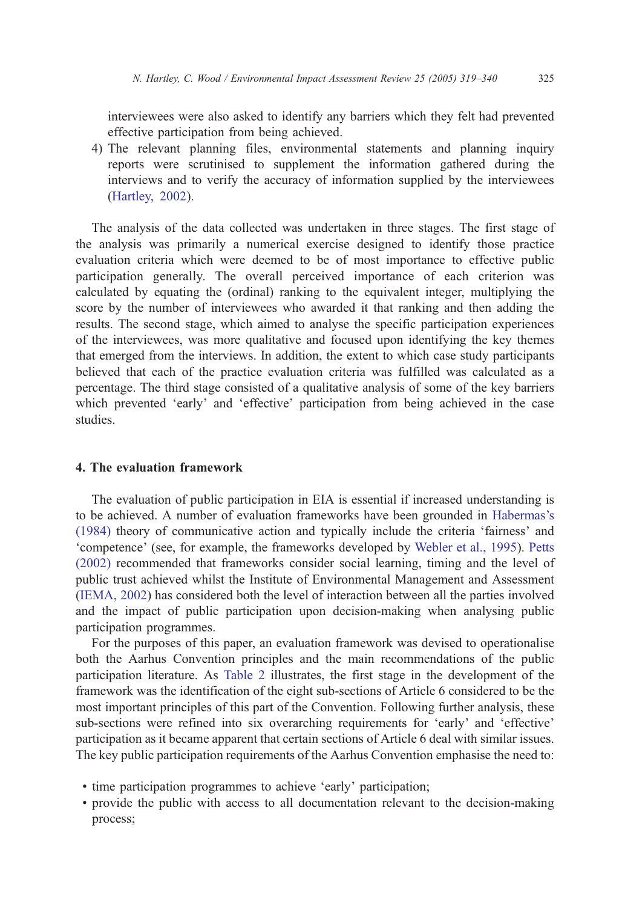interviewees were also asked to identify any barriers which they felt had prevented effective participation from being achieved.

4) The relevant planning files, environmental statements and planning inquiry reports were scrutinised to supplement the information gathered during the interviews and to verify the accuracy of information supplied by the interviewees (Hartley, 2002).

The analysis of the data collected was undertaken in three stages. The first stage of the analysis was primarily a numerical exercise designed to identify those practice evaluation criteria which were deemed to be of most importance to effective public participation generally. The overall perceived importance of each criterion was calculated by equating the (ordinal) ranking to the equivalent integer, multiplying the score by the number of interviewees who awarded it that ranking and then adding the results. The second stage, which aimed to analyse the specific participation experiences of the interviewees, was more qualitative and focused upon identifying the key themes that emerged from the interviews. In addition, the extent to which case study participants believed that each of the practice evaluation criteria was fulfilled was calculated as a percentage. The third stage consisted of a qualitative analysis of some of the key barriers which prevented 'early' and 'effective' participation from being achieved in the case studies.

## 4. The evaluation framework

The evaluation of public participation in EIA is essential if increased understanding is to be achieved. A number of evaluation frameworks have been grounded in Habermas's (1984) theory of communicative action and typically include the criteria 'fairness' and 'competence' (see, for example, the frameworks developed by Webler et al., 1995). Petts (2002) recommended that frameworks consider social learning, timing and the level of public trust achieved whilst the Institute of Environmental Management and Assessment (IEMA, 2002) has considered both the level of interaction between all the parties involved and the impact of public participation upon decision-making when analysing public participation programmes.

For the purposes of this paper, an evaluation framework was devised to operationalise both the Aarhus Convention principles and the main recommendations of the public participation literature. As Table 2 illustrates, the first stage in the development of the framework was the identification of the eight sub-sections of Article 6 considered to be the most important principles of this part of the Convention. Following further analysis, these sub-sections were refined into six overarching requirements for 'early' and 'effective' participation as it became apparent that certain sections of Article 6 deal with similar issues. The key public participation requirements of the Aarhus Convention emphasise the need to:

- time participation programmes to achieve 'early' participation;
- provide the public with access to all documentation relevant to the decision-making process;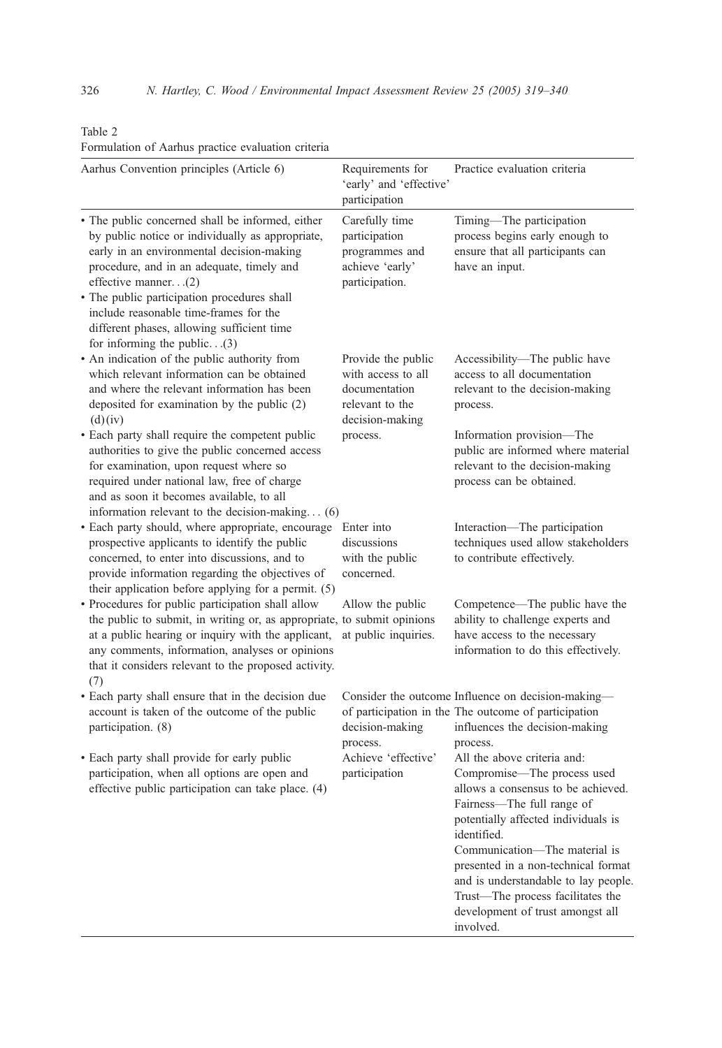Table 2
Formulation of Aarhus practice evaluation criteria

| Aarhus Convention principles (Article 6) | Requirements for 'early' and 'effective' participation | Practice evaluation criteria |
|---|---|---|
| • The public concerned shall be informed, either by public notice or individually as appropriate, early in an environmental decision-making procedure, and in an adequate, timely and effective manner. . .(2)<br>• The public participation procedures shall include reasonable time-frames for the different phases, allowing sufficient time for informing the public. . .(3) | Carefully time participation programmes and achieve 'early' participation. | Timing—The participation process begins early enough to ensure that all participants can have an input. |
| • An indication of the public authority from which relevant information can be obtained and where the relevant information has been deposited for examination by the public (2) (d)(iv)<br>• Each party shall require the competent public authorities to give the public concerned access for examination, upon request where so required under national law, free of charge and as soon it becomes available, to all information relevant to the decision-making. . . (6) | Provide the public with access to all documentation relevant to the decision-making process. | Accessibility—The public have access to all documentation relevant to the decision-making process.<br>Information provision—The public are informed where material relevant to the decision-making process can be obtained. |
| • Each party should, where appropriate, encourage prospective applicants to identify the public concerned, to enter into discussions, and to provide information regarding the objectives of their application before applying for a permit. (5) | Enter into discussions with the public concerned. | Interaction—The participation techniques used allow stakeholders to contribute effectively. |
| • Procedures for public participation shall allow the public to submit, in writing or, as appropriate, at a public hearing or inquiry with the applicant, any comments, information, analyses or opinions that it considers relevant to the proposed activity. (7) | Allow the public to submit opinions at public inquiries. | Competence—The public have the ability to challenge experts and have access to the necessary information to do this effectively. |
| • Each party shall ensure that in the decision due account is taken of the outcome of the public participation. (8) | Consider the outcome of participation in the decision-making process. | Influence on decision-making—The outcome of participation influences the decision-making process. |
| • Each party shall provide for early public participation, when all options are open and effective public participation can take place. (4) | Achieve 'effective' participation | All the above criteria and:<br>Compromise—The process used allows a consensus to be achieved.<br>Fairness—The full range of potentially affected individuals is identified.<br>Communication—The material is presented in a non-technical format and is understandable to lay people.<br>Trust—The process facilitates the development of trust amongst all involved. |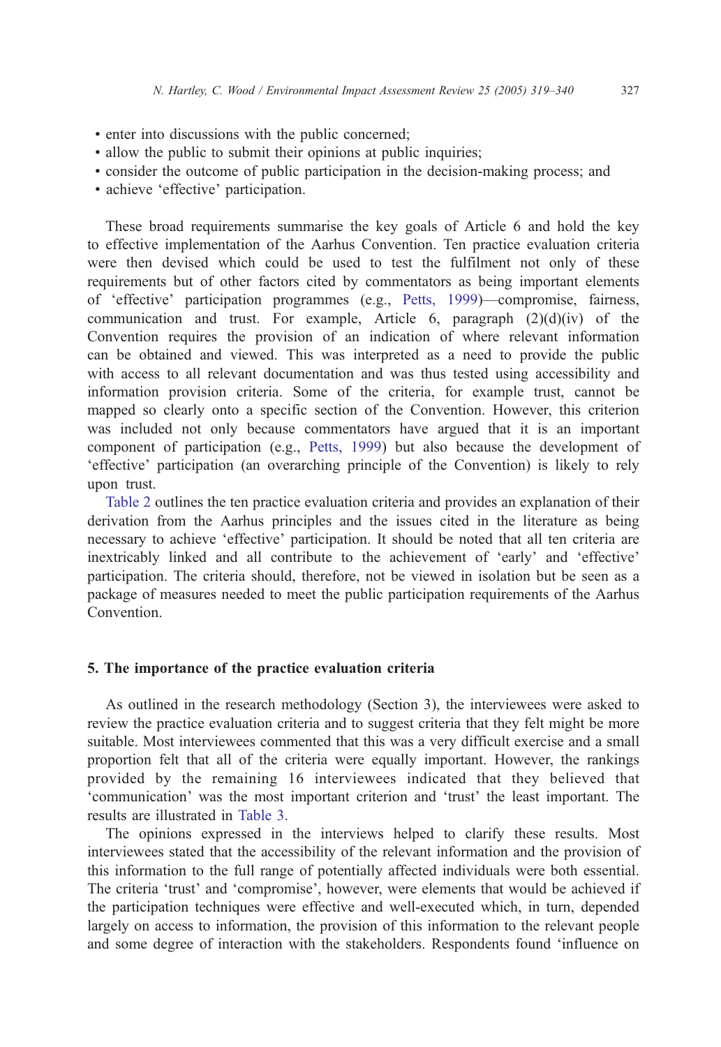- enter into discussions with the public concerned;
- allow the public to submit their opinions at public inquiries;
- consider the outcome of public participation in the decision-making process; and
- achieve 'effective' participation.

These broad requirements summarise the key goals of Article 6 and hold the key to effective implementation of the Aarhus Convention. Ten practice evaluation criteria were then devised which could be used to test the fulfilment not only of these requirements but of other factors cited by commentators as being important elements of 'effective' participation programmes (e.g., Petts, 1999)—compromise, fairness, communication and trust. For example, Article 6, paragraph (2)(d)(iv) of the Convention requires the provision of an indication of where relevant information can be obtained and viewed. This was interpreted as a need to provide the public with access to all relevant documentation and was thus tested using accessibility and information provision criteria. Some of the criteria, for example trust, cannot be mapped so clearly onto a specific section of the Convention. However, this criterion was included not only because commentators have argued that it is an important component of participation (e.g., Petts, 1999) but also because the development of 'effective' participation (an overarching principle of the Convention) is likely to rely upon trust.

Table 2 outlines the ten practice evaluation criteria and provides an explanation of their derivation from the Aarhus principles and the issues cited in the literature as being necessary to achieve 'effective' participation. It should be noted that all ten criteria are inextricably linked and all contribute to the achievement of 'early' and 'effective' participation. The criteria should, therefore, not be viewed in isolation but be seen as a package of measures needed to meet the public participation requirements of the Aarhus Convention.

## 5. The importance of the practice evaluation criteria

As outlined in the research methodology (Section 3), the interviewees were asked to review the practice evaluation criteria and to suggest criteria that they felt might be more suitable. Most interviewees commented that this was a very difficult exercise and a small proportion felt that all of the criteria were equally important. However, the rankings provided by the remaining 16 interviewees indicated that they believed that 'communication' was the most important criterion and 'trust' the least important. The results are illustrated in Table 3.

The opinions expressed in the interviews helped to clarify these results. Most interviewees stated that the accessibility of the relevant information and the provision of this information to the full range of potentially affected individuals were both essential. The criteria 'trust' and 'compromise', however, were elements that would be achieved if the participation techniques were effective and well-executed which, in turn, depended largely on access to information, the provision of this information to the relevant people and some degree of interaction with the stakeholders. Respondents found 'influence on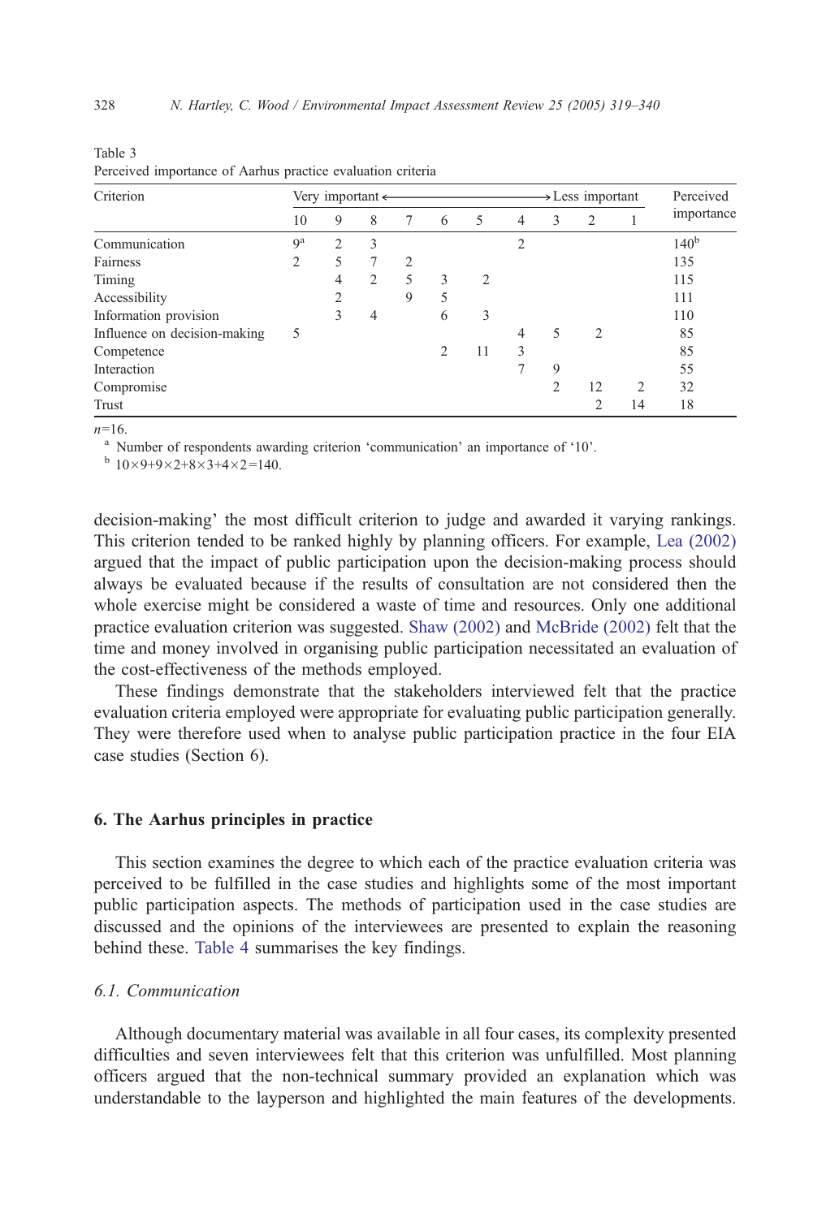Table 3
Perceived importance of Aarhus practice evaluation criteria

| Criterion | Very important ← | | | | | | | | → Less important | | Perceived importance |
|---|---|---|---|---|---|---|---|---|---|---|---|
| | 10 | 9 | 8 | 7 | 6 | 5 | 4 | 3 | 2 | 1 | |
| Communication | 9[a] | 2 | 3 | | | | 2 | | | | 140[b] |
| Fairness | 2 | 5 | 7 | 2 | | | | | | | 135 |
| Timing | | 4 | 2 | 5 | 3 | 2 | | | | | 115 |
| Accessibility | | 2 | | 9 | 5 | | | | | | 111 |
| Information provision | | 3 | 4 | | 6 | 3 | | | | | 110 |
| Influence on decision-making | 5 | | | | | | 4 | 5 | 2 | | 85 |
| Competence | | | | | 2 | 11 | 3 | | | | 85 |
| Interaction | | | | | | | 7 | 9 | | | 55 |
| Compromise | | | | | | | | 2 | 12 | 2 | 32 |
| Trust | | | | | | | | | 2 | 14 | 18 |

$n$=16.

[a] Number of respondents awarding criterion 'communication' an importance of '10'.

[b] $10 \times 9 + 9 \times 2 + 8 \times 3 + 4 \times 2 = 140$.

decision-making' the most difficult criterion to judge and awarded it varying rankings. This criterion tended to be ranked highly by planning officers. For example, Lea (2002) argued that the impact of public participation upon the decision-making process should always be evaluated because if the results of consultation are not considered then the whole exercise might be considered a waste of time and resources. Only one additional practice evaluation criterion was suggested. Shaw (2002) and McBride (2002) felt that the time and money involved in organising public participation necessitated an evaluation of the cost-effectiveness of the methods employed.

These findings demonstrate that the stakeholders interviewed felt that the practice evaluation criteria employed were appropriate for evaluating public participation generally. They were therefore used when to analyse public participation practice in the four EIA case studies (Section 6).

## 6. The Aarhus principles in practice

This section examines the degree to which each of the practice evaluation criteria was perceived to be fulfilled in the case studies and highlights some of the most important public participation aspects. The methods of participation used in the case studies are discussed and the opinions of the interviewees are presented to explain the reasoning behind these. Table 4 summarises the key findings.

### *6.1. Communication*

Although documentary material was available in all four cases, its complexity presented difficulties and seven interviewees felt that this criterion was unfulfilled. Most planning officers argued that the non-technical summary provided an explanation which was understandable to the layperson and highlighted the main features of the developments.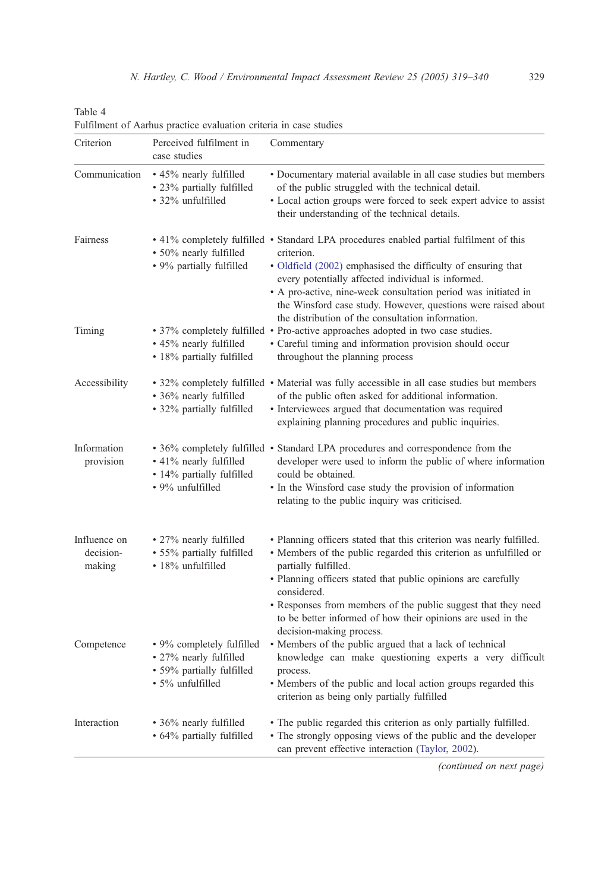Table 4
Fulfilment of Aarhus practice evaluation criteria in case studies

| Criterion | Perceived fulfilment in case studies | Commentary |
|---|---|---|
| Communication | • 45% nearly fulfilled<br>• 23% partially fulfilled<br>• 32% unfulfilled | • Documentary material available in all case studies but members of the public struggled with the technical detail.<br>• Local action groups were forced to seek expert advice to assist their understanding of the technical details. |
| Fairness | • 41% completely fulfilled<br>• 50% nearly fulfilled<br>• 9% partially fulfilled | • Standard LPA procedures enabled partial fulfilment of this criterion.<br>• Oldfield (2002) emphasised the difficulty of ensuring that every potentially affected individual is informed.<br>• A pro-active, nine-week consultation period was initiated in the Winsford case study. However, questions were raised about the distribution of the consultation information. |
| Timing | • 37% completely fulfilled<br>• 45% nearly fulfilled<br>• 18% partially fulfilled | • Pro-active approaches adopted in two case studies.<br>• Careful timing and information provision should occur throughout the planning process |
| Accessibility | • 32% completely fulfilled<br>• 36% nearly fulfilled<br>• 32% partially fulfilled | • Material was fully accessible in all case studies but members of the public often asked for additional information.<br>• Interviewees argued that documentation was required explaining planning procedures and public inquiries. |
| Information provision | • 36% completely fulfilled<br>• 41% nearly fulfilled<br>• 14% partially fulfilled<br>• 9% unfulfilled | • Standard LPA procedures and correspondence from the developer were used to inform the public of where information could be obtained.<br>• In the Winsford case study the provision of information relating to the public inquiry was criticised. |
| Influence on decision-making | • 27% nearly fulfilled<br>• 55% partially fulfilled<br>• 18% unfulfilled | • Planning officers stated that this criterion was nearly fulfilled.<br>• Members of the public regarded this criterion as unfulfilled or partially fulfilled.<br>• Planning officers stated that public opinions are carefully considered.<br>• Responses from members of the public suggest that they need to be better informed of how their opinions are used in the decision-making process. |
| Competence | • 9% completely fulfilled<br>• 27% nearly fulfilled<br>• 59% partially fulfilled<br>• 5% unfulfilled | • Members of the public argued that a lack of technical knowledge can make questioning experts a very difficult process.<br>• Members of the public and local action groups regarded this criterion as being only partially fulfilled |
| Interaction | • 36% nearly fulfilled<br>• 64% partially fulfilled | • The public regarded this criterion as only partially fulfilled.<br>• The strongly opposing views of the public and the developer can prevent effective interaction (Taylor, 2002). |

*(continued on next page)*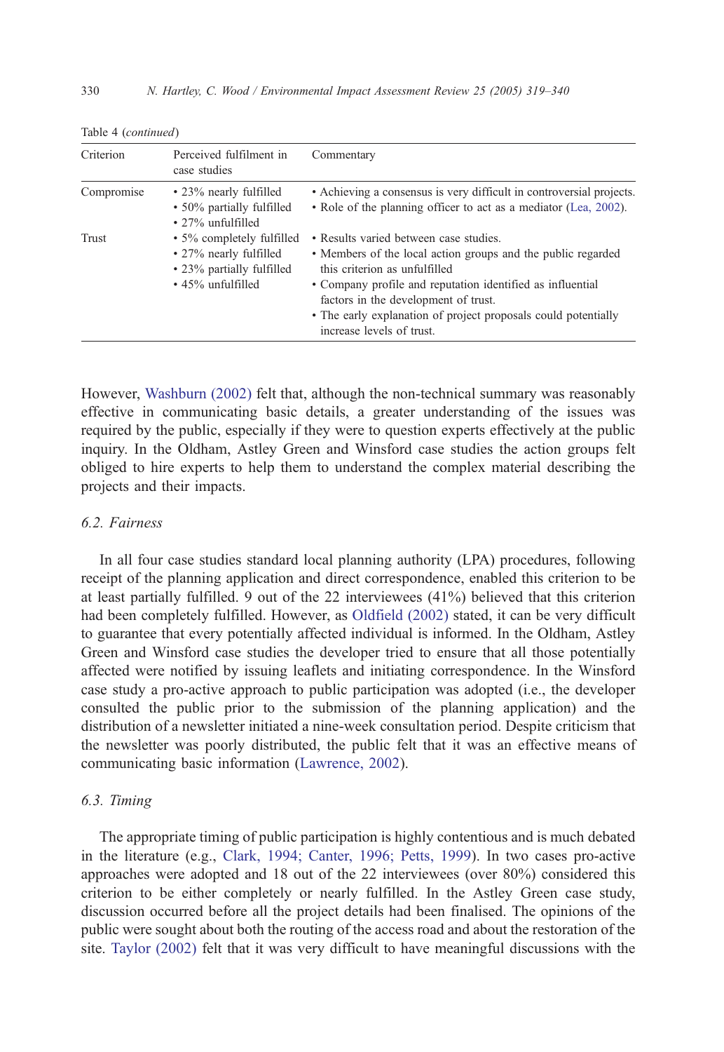Table 4 (*continued*)

| Criterion | Perceived fulfilment in case studies | Commentary |
|---|---|---|
| Compromise | • 23% nearly fulfilled<br>• 50% partially fulfilled<br>• 27% unfulfilled | • Achieving a consensus is very difficult in controversial projects.<br>• Role of the planning officer to act as a mediator (Lea, 2002). |
| Trust | • 5% completely fulfilled<br>• 27% nearly fulfilled<br>• 23% partially fulfilled<br>• 45% unfulfilled | • Results varied between case studies.<br>• Members of the local action groups and the public regarded this criterion as unfulfilled<br>• Company profile and reputation identified as influential factors in the development of trust.<br>• The early explanation of project proposals could potentially increase levels of trust. |

However, Washburn (2002) felt that, although the non-technical summary was reasonably effective in communicating basic details, a greater understanding of the issues was required by the public, especially if they were to question experts effectively at the public inquiry. In the Oldham, Astley Green and Winsford case studies the action groups felt obliged to hire experts to help them to understand the complex material describing the projects and their impacts.

### *6.2. Fairness*

In all four case studies standard local planning authority (LPA) procedures, following receipt of the planning application and direct correspondence, enabled this criterion to be at least partially fulfilled. 9 out of the 22 interviewees (41%) believed that this criterion had been completely fulfilled. However, as Oldfield (2002) stated, it can be very difficult to guarantee that every potentially affected individual is informed. In the Oldham, Astley Green and Winsford case studies the developer tried to ensure that all those potentially affected were notified by issuing leaflets and initiating correspondence. In the Winsford case study a pro-active approach to public participation was adopted (i.e., the developer consulted the public prior to the submission of the planning application) and the distribution of a newsletter initiated a nine-week consultation period. Despite criticism that the newsletter was poorly distributed, the public felt that it was an effective means of communicating basic information (Lawrence, 2002).

### *6.3. Timing*

The appropriate timing of public participation is highly contentious and is much debated in the literature (e.g., Clark, 1994; Canter, 1996; Petts, 1999). In two cases pro-active approaches were adopted and 18 out of the 22 interviewees (over 80%) considered this criterion to be either completely or nearly fulfilled. In the Astley Green case study, discussion occurred before all the project details had been finalised. The opinions of the public were sought about both the routing of the access road and about the restoration of the site. Taylor (2002) felt that it was very difficult to have meaningful discussions with the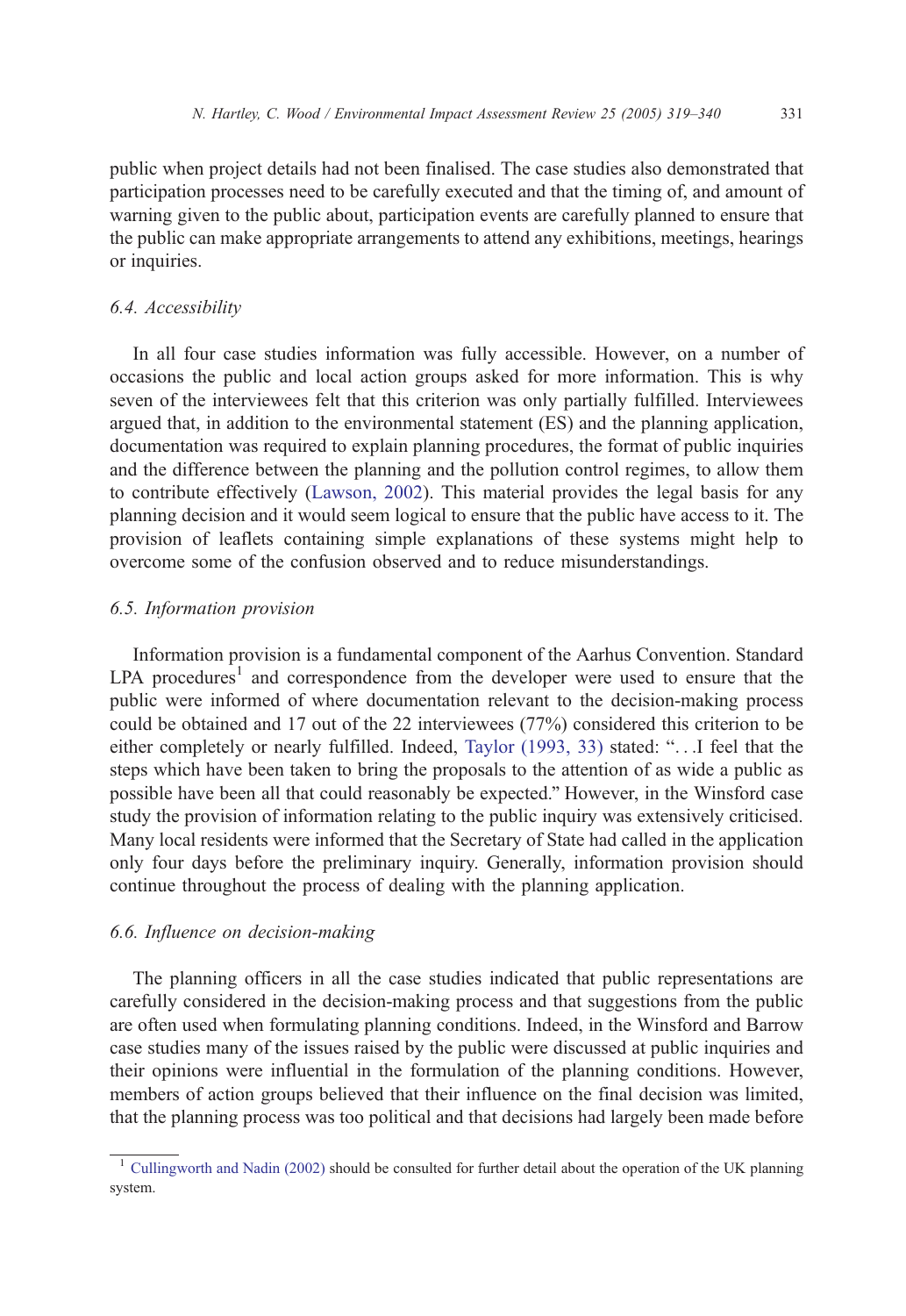public when project details had not been finalised. The case studies also demonstrated that participation processes need to be carefully executed and that the timing of, and amount of warning given to the public about, participation events are carefully planned to ensure that the public can make appropriate arrangements to attend any exhibitions, meetings, hearings or inquiries.

### 6.4. Accessibility

In all four case studies information was fully accessible. However, on a number of occasions the public and local action groups asked for more information. This is why seven of the interviewees felt that this criterion was only partially fulfilled. Interviewees argued that, in addition to the environmental statement (ES) and the planning application, documentation was required to explain planning procedures, the format of public inquiries and the difference between the planning and the pollution control regimes, to allow them to contribute effectively (Lawson, 2002). This material provides the legal basis for any planning decision and it would seem logical to ensure that the public have access to it. The provision of leaflets containing simple explanations of these systems might help to overcome some of the confusion observed and to reduce misunderstandings.

### 6.5. Information provision

Information provision is a fundamental component of the Aarhus Convention. Standard LPA procedures[1] and correspondence from the developer were used to ensure that the public were informed of where documentation relevant to the decision-making process could be obtained and 17 out of the 22 interviewees (77%) considered this criterion to be either completely or nearly fulfilled. Indeed, Taylor (1993, 33) stated: "...I feel that the steps which have been taken to bring the proposals to the attention of as wide a public as possible have been all that could reasonably be expected." However, in the Winsford case study the provision of information relating to the public inquiry was extensively criticised. Many local residents were informed that the Secretary of State had called in the application only four days before the preliminary inquiry. Generally, information provision should continue throughout the process of dealing with the planning application.

### 6.6. Influence on decision-making

The planning officers in all the case studies indicated that public representations are carefully considered in the decision-making process and that suggestions from the public are often used when formulating planning conditions. Indeed, in the Winsford and Barrow case studies many of the issues raised by the public were discussed at public inquiries and their opinions were influential in the formulation of the planning conditions. However, members of action groups believed that their influence on the final decision was limited, that the planning process was too political and that decisions had largely been made before

[1] Cullingworth and Nadin (2002) should be consulted for further detail about the operation of the UK planning system.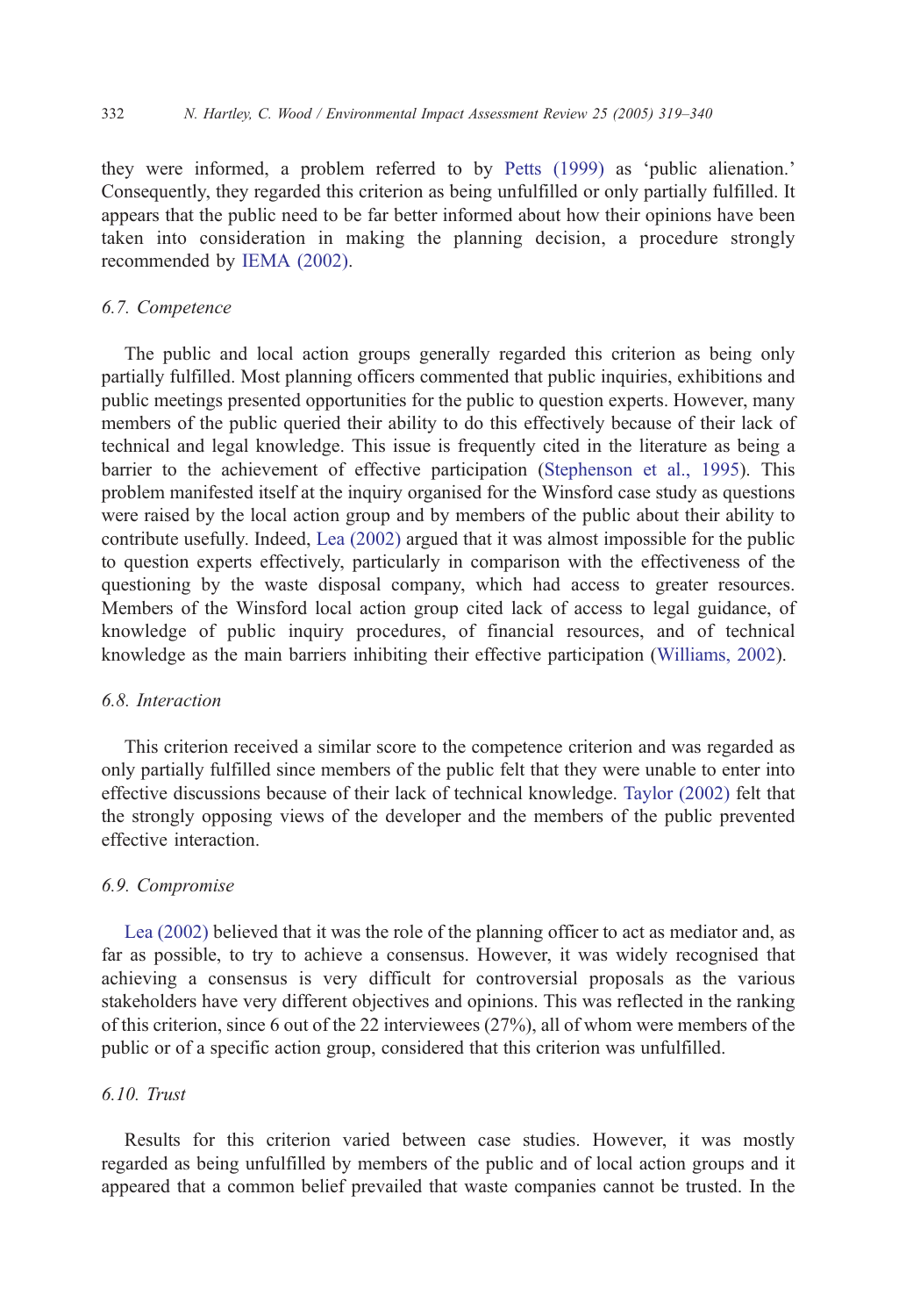they were informed, a problem referred to by Petts (1999) as 'public alienation.' Consequently, they regarded this criterion as being unfulfilled or only partially fulfilled. It appears that the public need to be far better informed about how their opinions have been taken into consideration in making the planning decision, a procedure strongly recommended by IEMA (2002).

### 6.7. Competence

The public and local action groups generally regarded this criterion as being only partially fulfilled. Most planning officers commented that public inquiries, exhibitions and public meetings presented opportunities for the public to question experts. However, many members of the public queried their ability to do this effectively because of their lack of technical and legal knowledge. This issue is frequently cited in the literature as being a barrier to the achievement of effective participation (Stephenson et al., 1995). This problem manifested itself at the inquiry organised for the Winsford case study as questions were raised by the local action group and by members of the public about their ability to contribute usefully. Indeed, Lea (2002) argued that it was almost impossible for the public to question experts effectively, particularly in comparison with the effectiveness of the questioning by the waste disposal company, which had access to greater resources. Members of the Winsford local action group cited lack of access to legal guidance, of knowledge of public inquiry procedures, of financial resources, and of technical knowledge as the main barriers inhibiting their effective participation (Williams, 2002).

### 6.8. Interaction

This criterion received a similar score to the competence criterion and was regarded as only partially fulfilled since members of the public felt that they were unable to enter into effective discussions because of their lack of technical knowledge. Taylor (2002) felt that the strongly opposing views of the developer and the members of the public prevented effective interaction.

### 6.9. Compromise

Lea (2002) believed that it was the role of the planning officer to act as mediator and, as far as possible, to try to achieve a consensus. However, it was widely recognised that achieving a consensus is very difficult for controversial proposals as the various stakeholders have very different objectives and opinions. This was reflected in the ranking of this criterion, since 6 out of the 22 interviewees (27%), all of whom were members of the public or of a specific action group, considered that this criterion was unfulfilled.

### 6.10. Trust

Results for this criterion varied between case studies. However, it was mostly regarded as being unfulfilled by members of the public and of local action groups and it appeared that a common belief prevailed that waste companies cannot be trusted. In the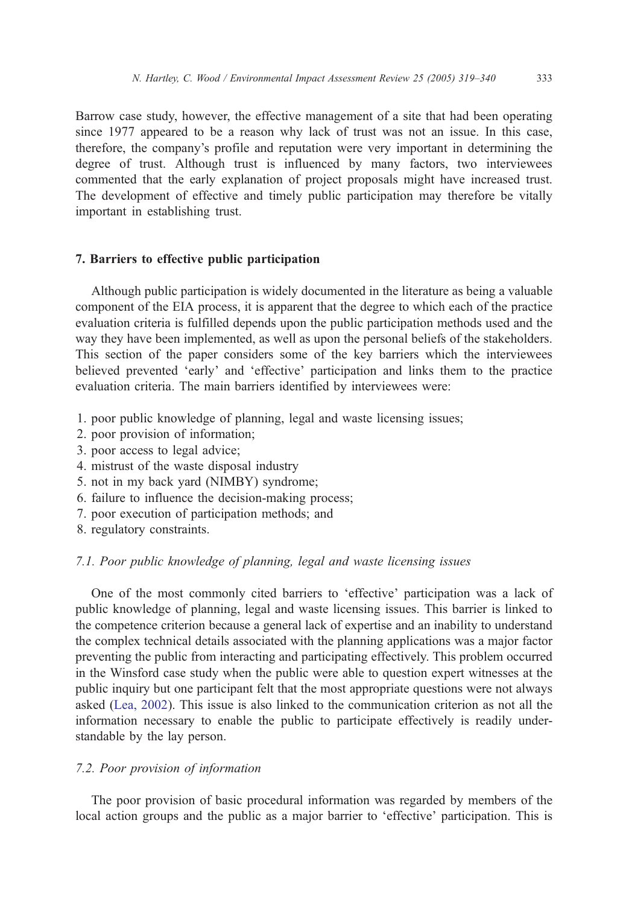Barrow case study, however, the effective management of a site that had been operating since 1977 appeared to be a reason why lack of trust was not an issue. In this case, therefore, the company's profile and reputation were very important in determining the degree of trust. Although trust is influenced by many factors, two interviewees commented that the early explanation of project proposals might have increased trust. The development of effective and timely public participation may therefore be vitally important in establishing trust.

## 7. Barriers to effective public participation

Although public participation is widely documented in the literature as being a valuable component of the EIA process, it is apparent that the degree to which each of the practice evaluation criteria is fulfilled depends upon the public participation methods used and the way they have been implemented, as well as upon the personal beliefs of the stakeholders. This section of the paper considers some of the key barriers which the interviewees believed prevented 'early' and 'effective' participation and links them to the practice evaluation criteria. The main barriers identified by interviewees were:

1. poor public knowledge of planning, legal and waste licensing issues;
2. poor provision of information;
3. poor access to legal advice;
4. mistrust of the waste disposal industry
5. not in my back yard (NIMBY) syndrome;
6. failure to influence the decision-making process;
7. poor execution of participation methods; and
8. regulatory constraints.

### *7.1. Poor public knowledge of planning, legal and waste licensing issues*

One of the most commonly cited barriers to 'effective' participation was a lack of public knowledge of planning, legal and waste licensing issues. This barrier is linked to the competence criterion because a general lack of expertise and an inability to understand the complex technical details associated with the planning applications was a major factor preventing the public from interacting and participating effectively. This problem occurred in the Winsford case study when the public were able to question expert witnesses at the public inquiry but one participant felt that the most appropriate questions were not always asked (Lea, 2002). This issue is also linked to the communication criterion as not all the information necessary to enable the public to participate effectively is readily understandable by the lay person.

### *7.2. Poor provision of information*

The poor provision of basic procedural information was regarded by members of the local action groups and the public as a major barrier to 'effective' participation. This is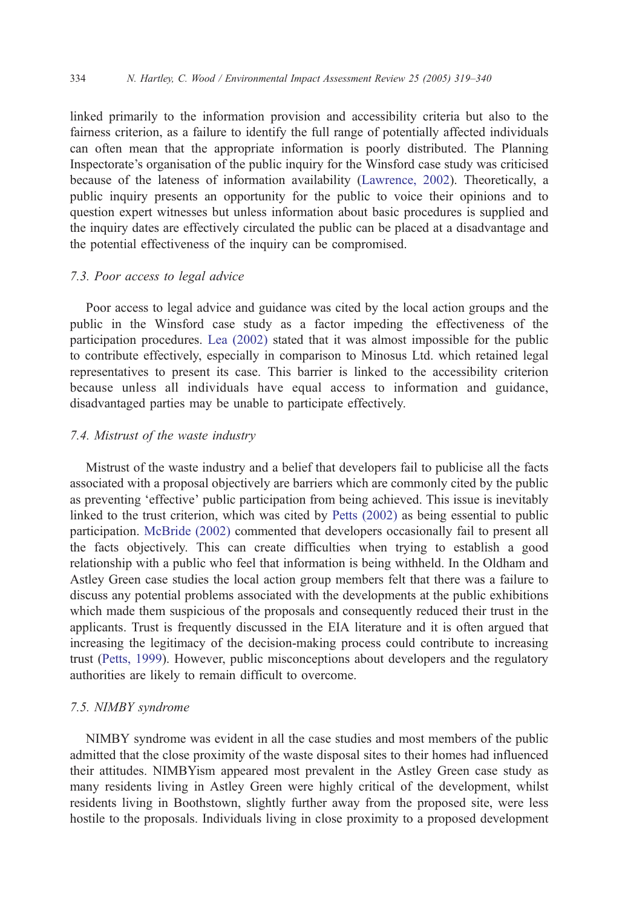linked primarily to the information provision and accessibility criteria but also to the fairness criterion, as a failure to identify the full range of potentially affected individuals can often mean that the appropriate information is poorly distributed. The Planning Inspectorate's organisation of the public inquiry for the Winsford case study was criticised because of the lateness of information availability (Lawrence, 2002). Theoretically, a public inquiry presents an opportunity for the public to voice their opinions and to question expert witnesses but unless information about basic procedures is supplied and the inquiry dates are effectively circulated the public can be placed at a disadvantage and the potential effectiveness of the inquiry can be compromised.

### 7.3. Poor access to legal advice

Poor access to legal advice and guidance was cited by the local action groups and the public in the Winsford case study as a factor impeding the effectiveness of the participation procedures. Lea (2002) stated that it was almost impossible for the public to contribute effectively, especially in comparison to Minosus Ltd. which retained legal representatives to present its case. This barrier is linked to the accessibility criterion because unless all individuals have equal access to information and guidance, disadvantaged parties may be unable to participate effectively.

### 7.4. Mistrust of the waste industry

Mistrust of the waste industry and a belief that developers fail to publicise all the facts associated with a proposal objectively are barriers which are commonly cited by the public as preventing 'effective' public participation from being achieved. This issue is inevitably linked to the trust criterion, which was cited by Petts (2002) as being essential to public participation. McBride (2002) commented that developers occasionally fail to present all the facts objectively. This can create difficulties when trying to establish a good relationship with a public who feel that information is being withheld. In the Oldham and Astley Green case studies the local action group members felt that there was a failure to discuss any potential problems associated with the developments at the public exhibitions which made them suspicious of the proposals and consequently reduced their trust in the applicants. Trust is frequently discussed in the EIA literature and it is often argued that increasing the legitimacy of the decision-making process could contribute to increasing trust (Petts, 1999). However, public misconceptions about developers and the regulatory authorities are likely to remain difficult to overcome.

### 7.5. NIMBY syndrome

NIMBY syndrome was evident in all the case studies and most members of the public admitted that the close proximity of the waste disposal sites to their homes had influenced their attitudes. NIMBYism appeared most prevalent in the Astley Green case study as many residents living in Astley Green were highly critical of the development, whilst residents living in Boothstown, slightly further away from the proposed site, were less hostile to the proposals. Individuals living in close proximity to a proposed development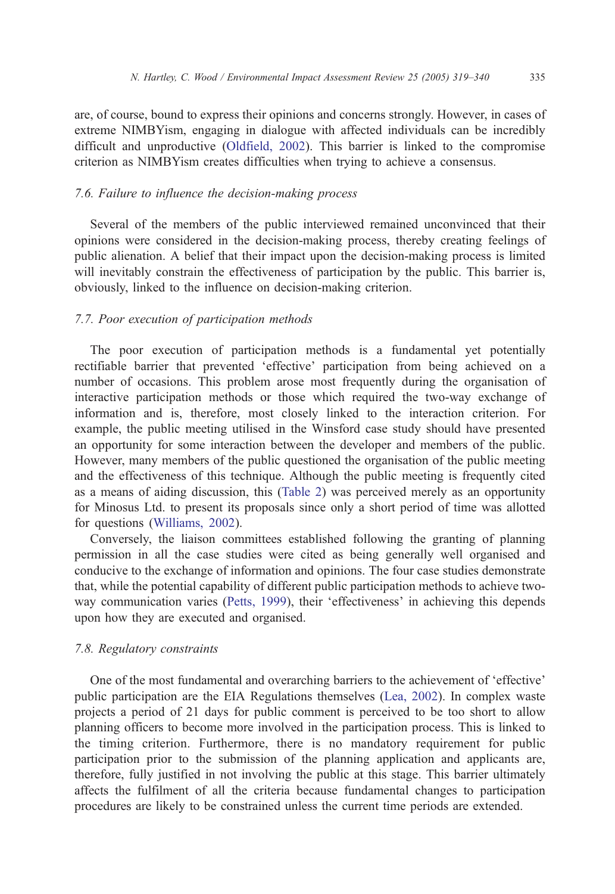are, of course, bound to express their opinions and concerns strongly. However, in cases of extreme NIMBYism, engaging in dialogue with affected individuals can be incredibly difficult and unproductive (Oldfield, 2002). This barrier is linked to the compromise criterion as NIMBYism creates difficulties when trying to achieve a consensus.

### *7.6. Failure to influence the decision-making process*

Several of the members of the public interviewed remained unconvinced that their opinions were considered in the decision-making process, thereby creating feelings of public alienation. A belief that their impact upon the decision-making process is limited will inevitably constrain the effectiveness of participation by the public. This barrier is, obviously, linked to the influence on decision-making criterion.

### *7.7. Poor execution of participation methods*

The poor execution of participation methods is a fundamental yet potentially rectifiable barrier that prevented 'effective' participation from being achieved on a number of occasions. This problem arose most frequently during the organisation of interactive participation methods or those which required the two-way exchange of information and is, therefore, most closely linked to the interaction criterion. For example, the public meeting utilised in the Winsford case study should have presented an opportunity for some interaction between the developer and members of the public. However, many members of the public questioned the organisation of the public meeting and the effectiveness of this technique. Although the public meeting is frequently cited as a means of aiding discussion, this (Table 2) was perceived merely as an opportunity for Minosus Ltd. to present its proposals since only a short period of time was allotted for questions (Williams, 2002).

Conversely, the liaison committees established following the granting of planning permission in all the case studies were cited as being generally well organised and conducive to the exchange of information and opinions. The four case studies demonstrate that, while the potential capability of different public participation methods to achieve two-way communication varies (Petts, 1999), their 'effectiveness' in achieving this depends upon how they are executed and organised.

### *7.8. Regulatory constraints*

One of the most fundamental and overarching barriers to the achievement of 'effective' public participation are the EIA Regulations themselves (Lea, 2002). In complex waste projects a period of 21 days for public comment is perceived to be too short to allow planning officers to become more involved in the participation process. This is linked to the timing criterion. Furthermore, there is no mandatory requirement for public participation prior to the submission of the planning application and applicants are, therefore, fully justified in not involving the public at this stage. This barrier ultimately affects the fulfilment of all the criteria because fundamental changes to participation procedures are likely to be constrained unless the current time periods are extended.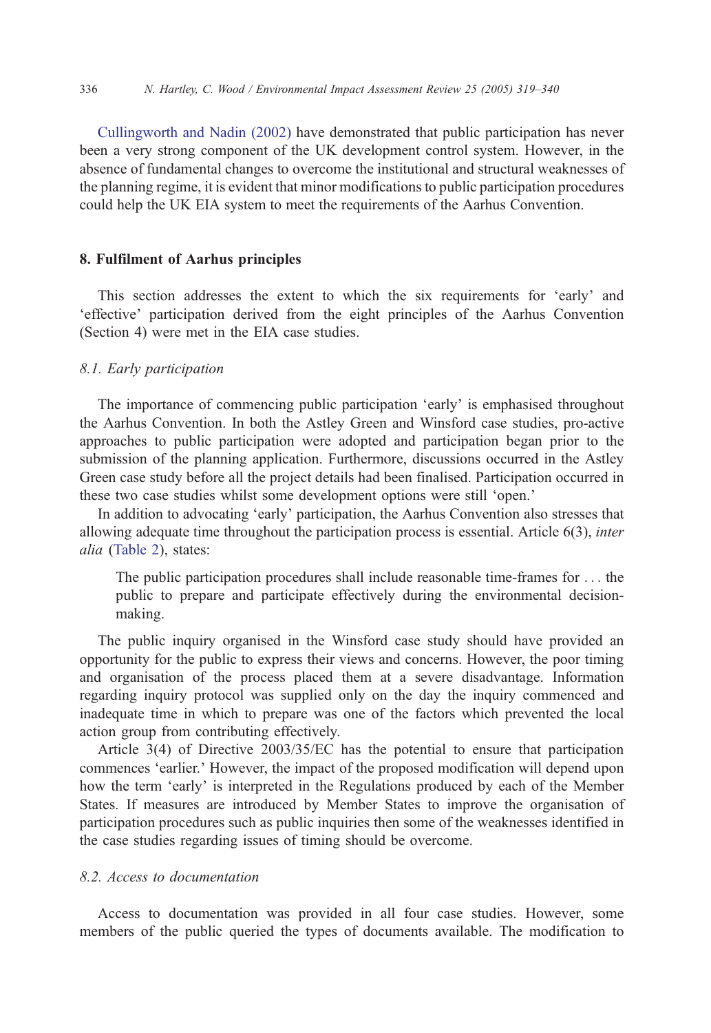Cullingworth and Nadin (2002) have demonstrated that public participation has never been a very strong component of the UK development control system. However, in the absence of fundamental changes to overcome the institutional and structural weaknesses of the planning regime, it is evident that minor modifications to public participation procedures could help the UK EIA system to meet the requirements of the Aarhus Convention.

## 8. Fulfilment of Aarhus principles

This section addresses the extent to which the six requirements for 'early' and 'effective' participation derived from the eight principles of the Aarhus Convention (Section 4) were met in the EIA case studies.

### *8.1. Early participation*

The importance of commencing public participation 'early' is emphasised throughout the Aarhus Convention. In both the Astley Green and Winsford case studies, pro-active approaches to public participation were adopted and participation began prior to the submission of the planning application. Furthermore, discussions occurred in the Astley Green case study before all the project details had been finalised. Participation occurred in these two case studies whilst some development options were still 'open.'

In addition to advocating 'early' participation, the Aarhus Convention also stresses that allowing adequate time throughout the participation process is essential. Article 6(3), *inter alia* (Table 2), states:

> The public participation procedures shall include reasonable time-frames for . . . the public to prepare and participate effectively during the environmental decision-making.

The public inquiry organised in the Winsford case study should have provided an opportunity for the public to express their views and concerns. However, the poor timing and organisation of the process placed them at a severe disadvantage. Information regarding inquiry protocol was supplied only on the day the inquiry commenced and inadequate time in which to prepare was one of the factors which prevented the local action group from contributing effectively.

Article 3(4) of Directive 2003/35/EC has the potential to ensure that participation commences 'earlier.' However, the impact of the proposed modification will depend upon how the term 'early' is interpreted in the Regulations produced by each of the Member States. If measures are introduced by Member States to improve the organisation of participation procedures such as public inquiries then some of the weaknesses identified in the case studies regarding issues of timing should be overcome.

### *8.2. Access to documentation*

Access to documentation was provided in all four case studies. However, some members of the public queried the types of documents available. The modification to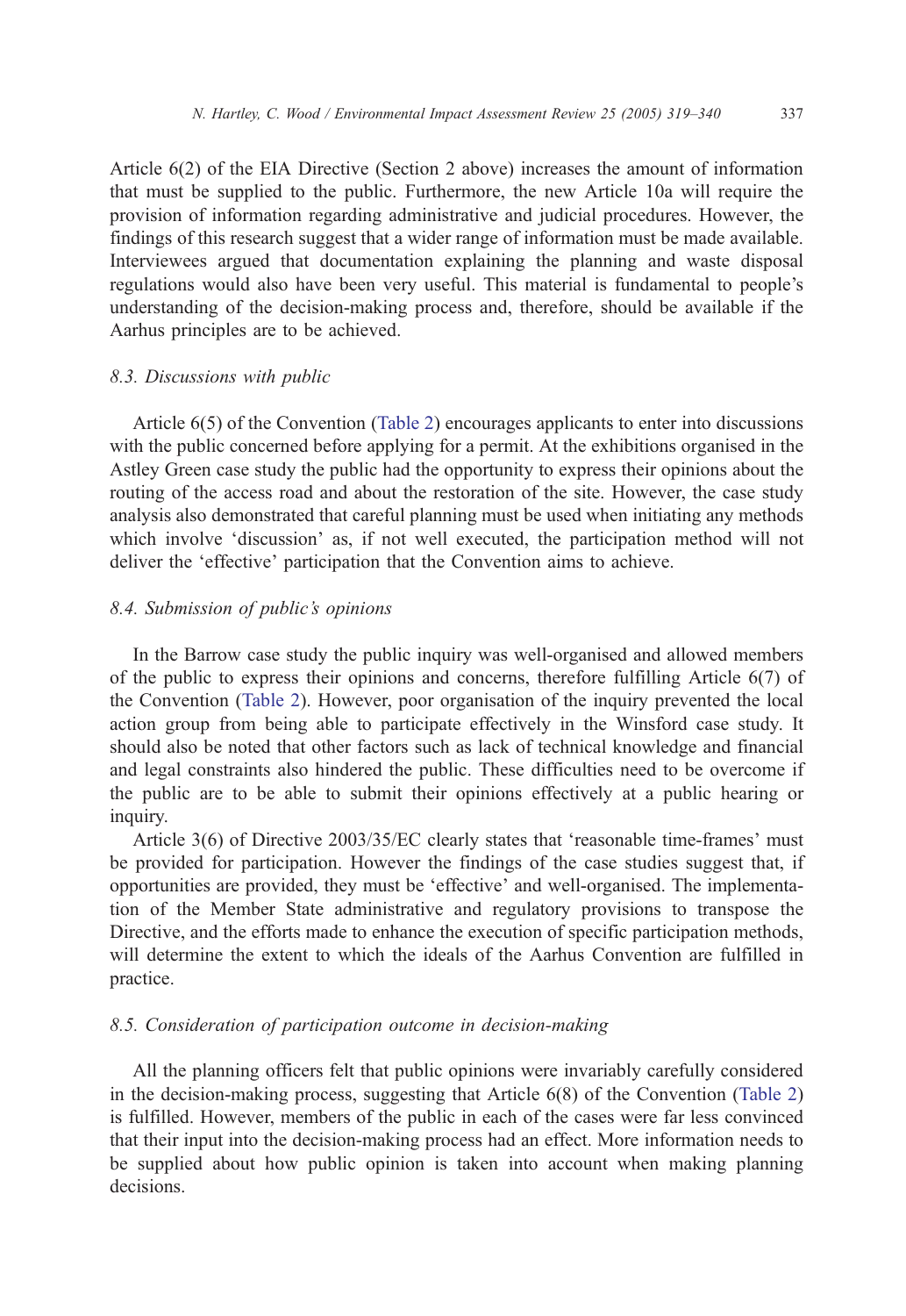Article 6(2) of the EIA Directive (Section 2 above) increases the amount of information that must be supplied to the public. Furthermore, the new Article 10a will require the provision of information regarding administrative and judicial procedures. However, the findings of this research suggest that a wider range of information must be made available. Interviewees argued that documentation explaining the planning and waste disposal regulations would also have been very useful. This material is fundamental to people's understanding of the decision-making process and, therefore, should be available if the Aarhus principles are to be achieved.

### *8.3. Discussions with public*

Article 6(5) of the Convention (Table 2) encourages applicants to enter into discussions with the public concerned before applying for a permit. At the exhibitions organised in the Astley Green case study the public had the opportunity to express their opinions about the routing of the access road and about the restoration of the site. However, the case study analysis also demonstrated that careful planning must be used when initiating any methods which involve 'discussion' as, if not well executed, the participation method will not deliver the 'effective' participation that the Convention aims to achieve.

### *8.4. Submission of public's opinions*

In the Barrow case study the public inquiry was well-organised and allowed members of the public to express their opinions and concerns, therefore fulfilling Article 6(7) of the Convention (Table 2). However, poor organisation of the inquiry prevented the local action group from being able to participate effectively in the Winsford case study. It should also be noted that other factors such as lack of technical knowledge and financial and legal constraints also hindered the public. These difficulties need to be overcome if the public are to be able to submit their opinions effectively at a public hearing or inquiry.

Article 3(6) of Directive 2003/35/EC clearly states that 'reasonable time-frames' must be provided for participation. However the findings of the case studies suggest that, if opportunities are provided, they must be 'effective' and well-organised. The implementation of the Member State administrative and regulatory provisions to transpose the Directive, and the efforts made to enhance the execution of specific participation methods, will determine the extent to which the ideals of the Aarhus Convention are fulfilled in practice.

### *8.5. Consideration of participation outcome in decision-making*

All the planning officers felt that public opinions were invariably carefully considered in the decision-making process, suggesting that Article 6(8) of the Convention (Table 2) is fulfilled. However, members of the public in each of the cases were far less convinced that their input into the decision-making process had an effect. More information needs to be supplied about how public opinion is taken into account when making planning decisions.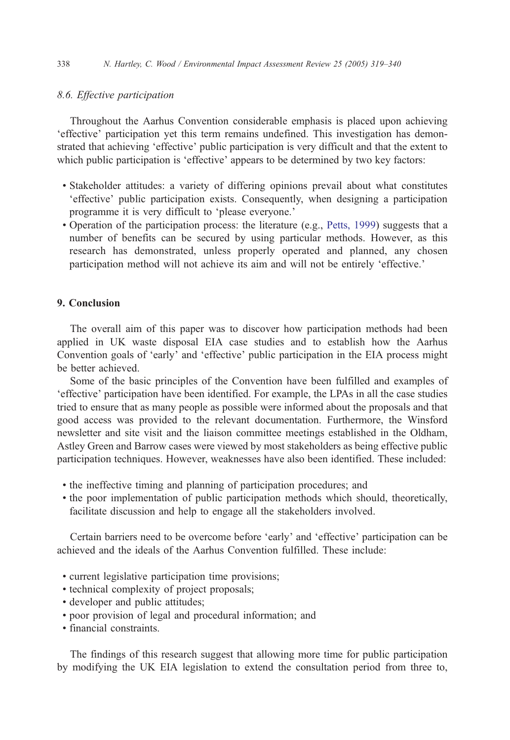### 8.6. Effective participation

Throughout the Aarhus Convention considerable emphasis is placed upon achieving 'effective' participation yet this term remains undefined. This investigation has demonstrated that achieving 'effective' public participation is very difficult and that the extent to which public participation is 'effective' appears to be determined by two key factors:

- Stakeholder attitudes: a variety of differing opinions prevail about what constitutes 'effective' public participation exists. Consequently, when designing a participation programme it is very difficult to 'please everyone.'
- Operation of the participation process: the literature (e.g., Petts, 1999) suggests that a number of benefits can be secured by using particular methods. However, as this research has demonstrated, unless properly operated and planned, any chosen participation method will not achieve its aim and will not be entirely 'effective.'

## 9. Conclusion

The overall aim of this paper was to discover how participation methods had been applied in UK waste disposal EIA case studies and to establish how the Aarhus Convention goals of 'early' and 'effective' public participation in the EIA process might be better achieved.

Some of the basic principles of the Convention have been fulfilled and examples of 'effective' participation have been identified. For example, the LPAs in all the case studies tried to ensure that as many people as possible were informed about the proposals and that good access was provided to the relevant documentation. Furthermore, the Winsford newsletter and site visit and the liaison committee meetings established in the Oldham, Astley Green and Barrow cases were viewed by most stakeholders as being effective public participation techniques. However, weaknesses have also been identified. These included:

- the ineffective timing and planning of participation procedures; and
- the poor implementation of public participation methods which should, theoretically, facilitate discussion and help to engage all the stakeholders involved.

Certain barriers need to be overcome before 'early' and 'effective' participation can be achieved and the ideals of the Aarhus Convention fulfilled. These include:

- current legislative participation time provisions;
- technical complexity of project proposals;
- developer and public attitudes;
- poor provision of legal and procedural information; and
- financial constraints.

The findings of this research suggest that allowing more time for public participation by modifying the UK EIA legislation to extend the consultation period from three to,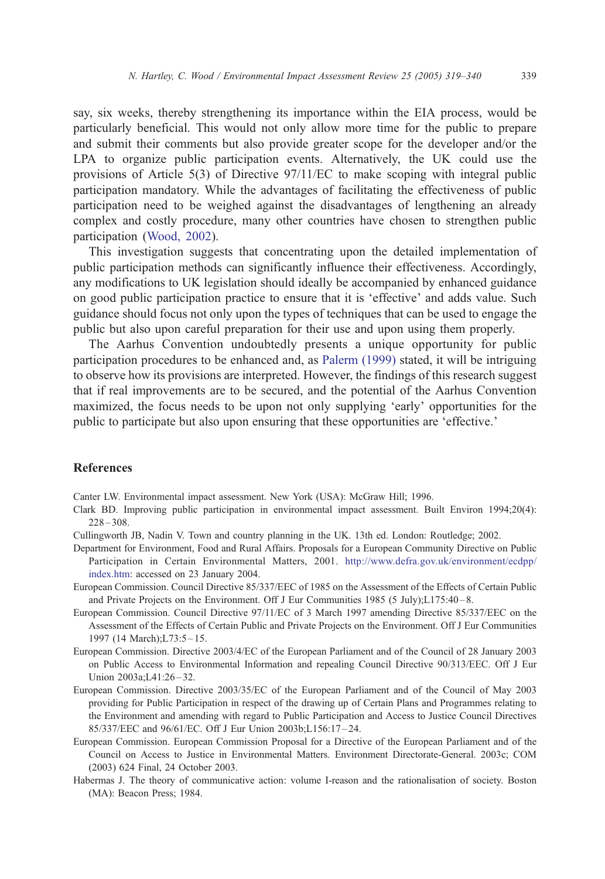say, six weeks, thereby strengthening its importance within the EIA process, would be particularly beneficial. This would not only allow more time for the public to prepare and submit their comments but also provide greater scope for the developer and/or the LPA to organize public participation events. Alternatively, the UK could use the provisions of Article 5(3) of Directive 97/11/EC to make scoping with integral public participation mandatory. While the advantages of facilitating the effectiveness of public participation need to be weighed against the disadvantages of lengthening an already complex and costly procedure, many other countries have chosen to strengthen public participation (Wood, 2002).

This investigation suggests that concentrating upon the detailed implementation of public participation methods can significantly influence their effectiveness. Accordingly, any modifications to UK legislation should ideally be accompanied by enhanced guidance on good public participation practice to ensure that it is 'effective' and adds value. Such guidance should focus not only upon the types of techniques that can be used to engage the public but also upon careful preparation for their use and upon using them properly.

The Aarhus Convention undoubtedly presents a unique opportunity for public participation procedures to be enhanced and, as Palerm (1999) stated, it will be intriguing to observe how its provisions are interpreted. However, the findings of this research suggest that if real improvements are to be secured, and the potential of the Aarhus Convention maximized, the focus needs to be upon not only supplying 'early' opportunities for the public to participate but also upon ensuring that these opportunities are 'effective.'

## References

Canter LW. Environmental impact assessment. New York (USA): McGraw Hill; 1996.

Clark BD. Improving public participation in environmental impact assessment. Built Environ 1994;20(4): 228–308.

Cullingworth JB, Nadin V. Town and country planning in the UK. 13th ed. London: Routledge; 2002.

Department for Environment, Food and Rural Affairs. Proposals for a European Community Directive on Public Participation in Certain Environmental Matters, 2001. http://www.defra.gov.uk/environment/ecdpp/index.htm: accessed on 23 January 2004.

European Commission. Council Directive 85/337/EEC of 1985 on the Assessment of the Effects of Certain Public and Private Projects on the Environment. Off J Eur Communities 1985 (5 July);L175:40–8.

European Commission. Council Directive 97/11/EC of 3 March 1997 amending Directive 85/337/EEC on the Assessment of the Effects of Certain Public and Private Projects on the Environment. Off J Eur Communities 1997 (14 March);L73:5–15.

European Commission. Directive 2003/4/EC of the European Parliament and of the Council of 28 January 2003 on Public Access to Environmental Information and repealing Council Directive 90/313/EEC. Off J Eur Union 2003a;L41:26–32.

European Commission. Directive 2003/35/EC of the European Parliament and of the Council of May 2003 providing for Public Participation in respect of the drawing up of Certain Plans and Programmes relating to the Environment and amending with regard to Public Participation and Access to Justice Council Directives 85/337/EEC and 96/61/EC. Off J Eur Union 2003b;L156:17–24.

European Commission. European Commission Proposal for a Directive of the European Parliament and of the Council on Access to Justice in Environmental Matters. Environment Directorate-General. 2003c; COM (2003) 624 Final, 24 October 2003.

Habermas J. The theory of communicative action: volume I-reason and the rationalisation of society. Boston (MA): Beacon Press; 1984.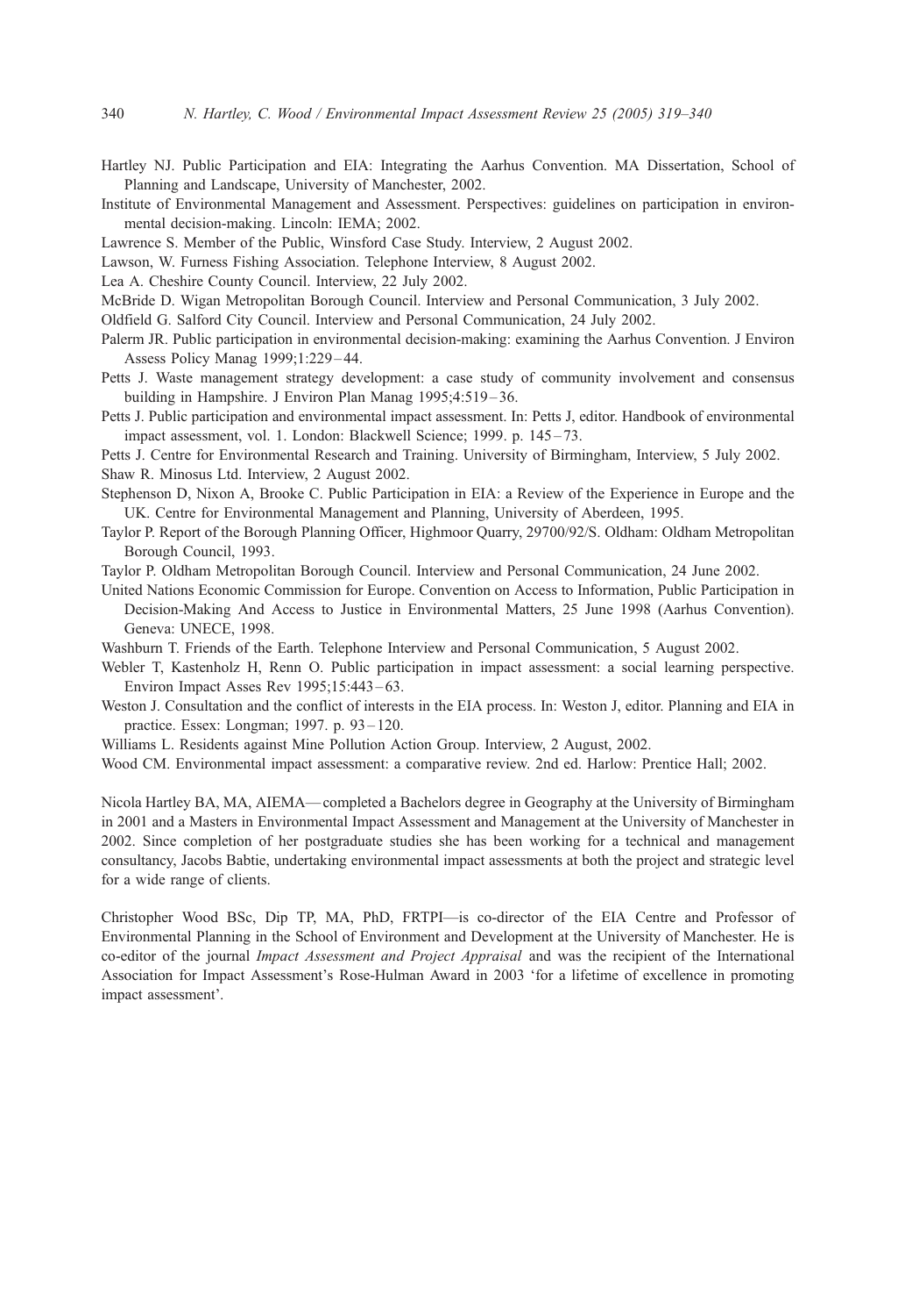Hartley NJ. Public Participation and EIA: Integrating the Aarhus Convention. MA Dissertation, School of Planning and Landscape, University of Manchester, 2002.

Institute of Environmental Management and Assessment. Perspectives: guidelines on participation in environmental decision-making. Lincoln: IEMA; 2002.

Lawrence S. Member of the Public, Winsford Case Study. Interview, 2 August 2002.

Lawson, W. Furness Fishing Association. Telephone Interview, 8 August 2002.

Lea A. Cheshire County Council. Interview, 22 July 2002.

McBride D. Wigan Metropolitan Borough Council. Interview and Personal Communication, 3 July 2002.

Oldfield G. Salford City Council. Interview and Personal Communication, 24 July 2002.

Palerm JR. Public participation in environmental decision-making: examining the Aarhus Convention. J Environ Assess Policy Manag 1999;1:229–44.

Petts J. Waste management strategy development: a case study of community involvement and consensus building in Hampshire. J Environ Plan Manag 1995;4:519–36.

Petts J. Public participation and environmental impact assessment. In: Petts J, editor. Handbook of environmental impact assessment, vol. 1. London: Blackwell Science; 1999. p. 145–73.

Petts J. Centre for Environmental Research and Training. University of Birmingham, Interview, 5 July 2002.

Shaw R. Minosus Ltd. Interview, 2 August 2002.

Stephenson D, Nixon A, Brooke C. Public Participation in EIA: a Review of the Experience in Europe and the UK. Centre for Environmental Management and Planning, University of Aberdeen, 1995.

Taylor P. Report of the Borough Planning Officer, Highmoor Quarry, 29700/92/S. Oldham: Oldham Metropolitan Borough Council, 1993.

Taylor P. Oldham Metropolitan Borough Council. Interview and Personal Communication, 24 June 2002.

United Nations Economic Commission for Europe. Convention on Access to Information, Public Participation in Decision-Making And Access to Justice in Environmental Matters, 25 June 1998 (Aarhus Convention). Geneva: UNECE, 1998.

Washburn T. Friends of the Earth. Telephone Interview and Personal Communication, 5 August 2002.

Webler T, Kastenholz H, Renn O. Public participation in impact assessment: a social learning perspective. Environ Impact Asses Rev 1995;15:443–63.

Weston J. Consultation and the conflict of interests in the EIA process. In: Weston J, editor. Planning and EIA in practice. Essex: Longman; 1997. p. 93–120.

Williams L. Residents against Mine Pollution Action Group. Interview, 2 August, 2002.

Wood CM. Environmental impact assessment: a comparative review. 2nd ed. Harlow: Prentice Hall; 2002.

Nicola Hartley BA, MA, AIEMA—completed a Bachelors degree in Geography at the University of Birmingham in 2001 and a Masters in Environmental Impact Assessment and Management at the University of Manchester in 2002. Since completion of her postgraduate studies she has been working for a technical and management consultancy, Jacobs Babtie, undertaking environmental impact assessments at both the project and strategic level for a wide range of clients.

Christopher Wood BSc, Dip TP, MA, PhD, FRTPI—is co-director of the EIA Centre and Professor of Environmental Planning in the School of Environment and Development at the University of Manchester. He is co-editor of the journal *Impact Assessment and Project Appraisal* and was the recipient of the International Association for Impact Assessment's Rose-Hulman Award in 2003 'for a lifetime of excellence in promoting impact assessment'.